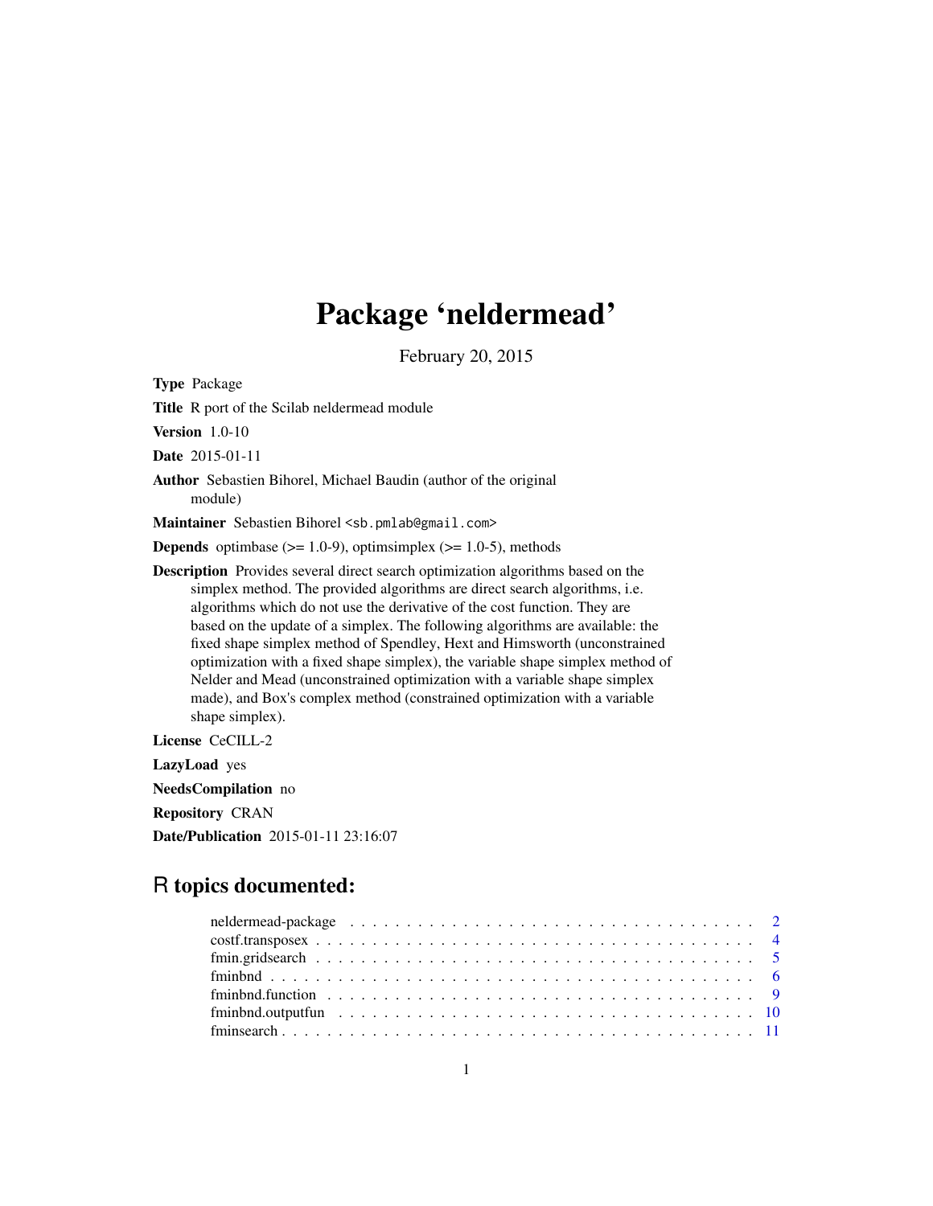# Package 'neldermead'

February 20, 2015

**Type** Package

**Title** R port of the Scilab neldermead module

**Version** 1.0-10

**Date** 2015-01-11

**Author** Sebastien Bihorel, Michael Baudin (author of the original module)

**Maintainer** Sebastien Bihorel <sb.pmlab@gmail.com>

**Depends** optimbase (>= 1.0-9), optimsimplex (>= 1.0-5), methods

**Description** Provides several direct search optimization algorithms based on the simplex method. The provided algorithms are direct search algorithms, i.e. algorithms which do not use the derivative of the cost function. They are based on the update of a simplex. The following algorithms are available: the fixed shape simplex method of Spendley, Hext and Himsworth (unconstrained optimization with a fixed shape simplex), the variable shape simplex method of Nelder and Mead (unconstrained optimization with a variable shape simplex made), and Box's complex method (constrained optimization with a variable shape simplex).

**License** CeCILL-2

**LazyLoad** yes

**NeedsCompilation** no

**Repository** CRAN

**Date/Publication** 2015-01-11 23:16:07

## R topics documented:

- neldermead-package . . . . . . . . . . . . . . . . . . . . . . . . . . . . . . . . . . . . 2
- costf.transposex . . . . . . . . . . . . . . . . . . . . . . . . . . . . . . . . . . . . . . 4
- fmin.gridsearch . . . . . . . . . . . . . . . . . . . . . . . . . . . . . . . . . . . . . . 5
- fminbnd . . . . . . . . . . . . . . . . . . . . . . . . . . . . . . . . . . . . . . . . . . 6
- fminbnd.function . . . . . . . . . . . . . . . . . . . . . . . . . . . . . . . . . . . . . 9
- fminbnd.outputfun . . . . . . . . . . . . . . . . . . . . . . . . . . . . . . . . . . . . 10
- fminsearch . . . . . . . . . . . . . . . . . . . . . . . . . . . . . . . . . . . . . . . . 11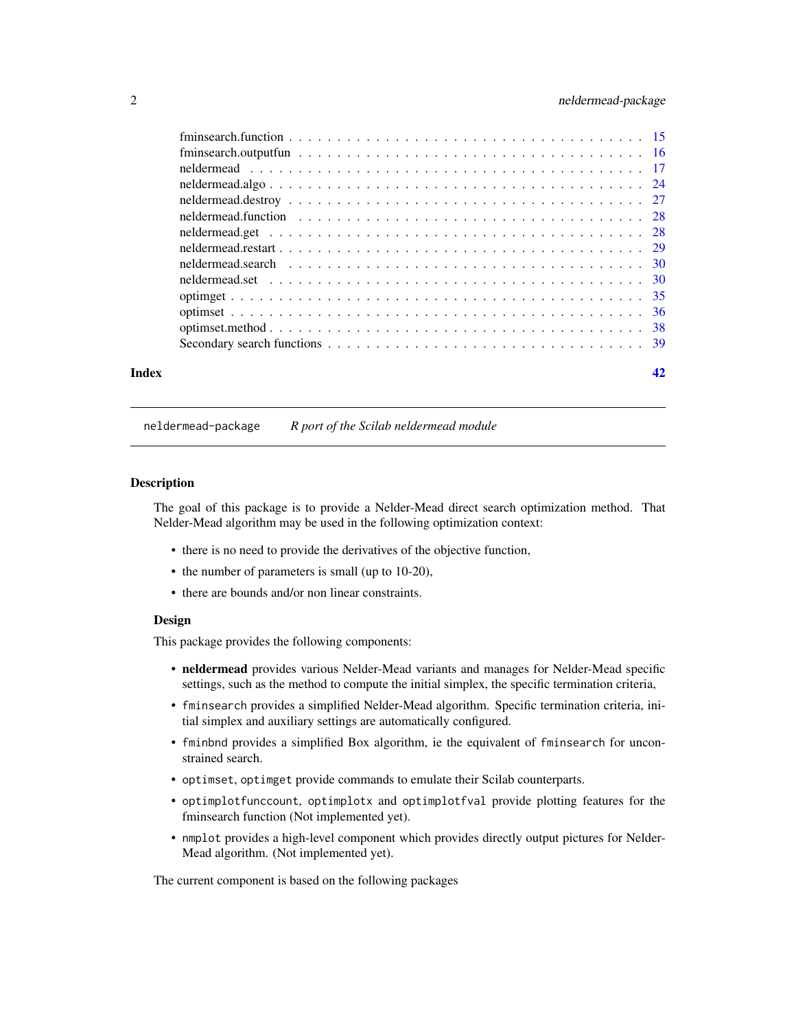fminsearch.function . . . . . . . . . . . . . . . . . . . . . . . . . . . . . . . . . . . 15
fminsearch.outputfun . . . . . . . . . . . . . . . . . . . . . . . . . . . . . . . . . . 16
neldermead . . . . . . . . . . . . . . . . . . . . . . . . . . . . . . . . . . . . . . . 17
neldermead.algo . . . . . . . . . . . . . . . . . . . . . . . . . . . . . . . . . . . . . 24
neldermead.destroy . . . . . . . . . . . . . . . . . . . . . . . . . . . . . . . . . . . 27
neldermead.function . . . . . . . . . . . . . . . . . . . . . . . . . . . . . . . . . . . 28
neldermead.get . . . . . . . . . . . . . . . . . . . . . . . . . . . . . . . . . . . . . 28
neldermead.restart . . . . . . . . . . . . . . . . . . . . . . . . . . . . . . . . . . . 29
neldermead.search . . . . . . . . . . . . . . . . . . . . . . . . . . . . . . . . . . . 30
neldermead.set . . . . . . . . . . . . . . . . . . . . . . . . . . . . . . . . . . . . . 30
optimget . . . . . . . . . . . . . . . . . . . . . . . . . . . . . . . . . . . . . . . . 35
optimset . . . . . . . . . . . . . . . . . . . . . . . . . . . . . . . . . . . . . . . . 36
optimset.method . . . . . . . . . . . . . . . . . . . . . . . . . . . . . . . . . . . . 38
Secondary search functions . . . . . . . . . . . . . . . . . . . . . . . . . . . . . . . 39

**Index** **42**

---

`neldermead-package` *R port of the Scilab neldermead module*

---

## Description

The goal of this package is to provide a Nelder-Mead direct search optimization method. That Nelder-Mead algorithm may be used in the following optimization context:

- there is no need to provide the derivatives of the objective function,
- the number of parameters is small (up to 10-20),
- there are bounds and/or non linear constraints.

### Design

This package provides the following components:

- **neldermead** provides various Nelder-Mead variants and manages for Nelder-Mead specific settings, such as the method to compute the initial simplex, the specific termination criteria,
- `fminsearch` provides a simplified Nelder-Mead algorithm. Specific termination criteria, initial simplex and auxiliary settings are automatically configured.
- `fminbnd` provides a simplified Box algorithm, ie the equivalent of `fminsearch` for unconstrained search.
- `optimset`, `optimget` provide commands to emulate their Scilab counterparts.
- `optimplotfunccount`, `optimplotx` and `optimplotfval` provide plotting features for the fminsearch function (Not implemented yet).
- `nmplot` provides a high-level component which provides directly output pictures for Nelder-Mead algorithm. (Not implemented yet).

The current component is based on the following packages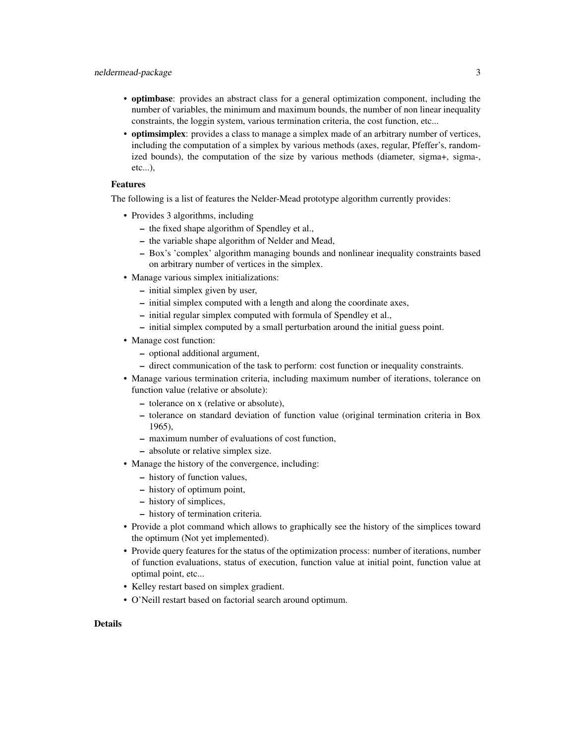- **optimbase**: provides an abstract class for a general optimization component, including the number of variables, the minimum and maximum bounds, the number of non linear inequality constraints, the loggin system, various termination criteria, the cost function, etc...
- **optimsimplex**: provides a class to manage a simplex made of an arbitrary number of vertices, including the computation of a simplex by various methods (axes, regular, Pfeffer's, randomized bounds), the computation of the size by various methods (diameter, sigma+, sigma-, etc...),

### Features

The following is a list of features the Nelder-Mead prototype algorithm currently provides:

- Provides 3 algorithms, including
  - the fixed shape algorithm of Spendley et al.,
  - the variable shape algorithm of Nelder and Mead,
  - Box's 'complex' algorithm managing bounds and nonlinear inequality constraints based on arbitrary number of vertices in the simplex.
- Manage various simplex initializations:
  - initial simplex given by user,
  - initial simplex computed with a length and along the coordinate axes,
  - initial regular simplex computed with formula of Spendley et al.,
  - initial simplex computed by a small perturbation around the initial guess point.
- Manage cost function:
  - optional additional argument,
  - direct communication of the task to perform: cost function or inequality constraints.
- Manage various termination criteria, including maximum number of iterations, tolerance on function value (relative or absolute):
  - tolerance on x (relative or absolute),
  - tolerance on standard deviation of function value (original termination criteria in Box 1965),
  - maximum number of evaluations of cost function,
  - absolute or relative simplex size.
- Manage the history of the convergence, including:
  - history of function values,
  - history of optimum point,
  - history of simplices,
  - history of termination criteria.
- Provide a plot command which allows to graphically see the history of the simplices toward the optimum (Not yet implemented).
- Provide query features for the status of the optimization process: number of iterations, number of function evaluations, status of execution, function value at initial point, function value at optimal point, etc...
- Kelley restart based on simplex gradient.
- O'Neill restart based on factorial search around optimum.

## Details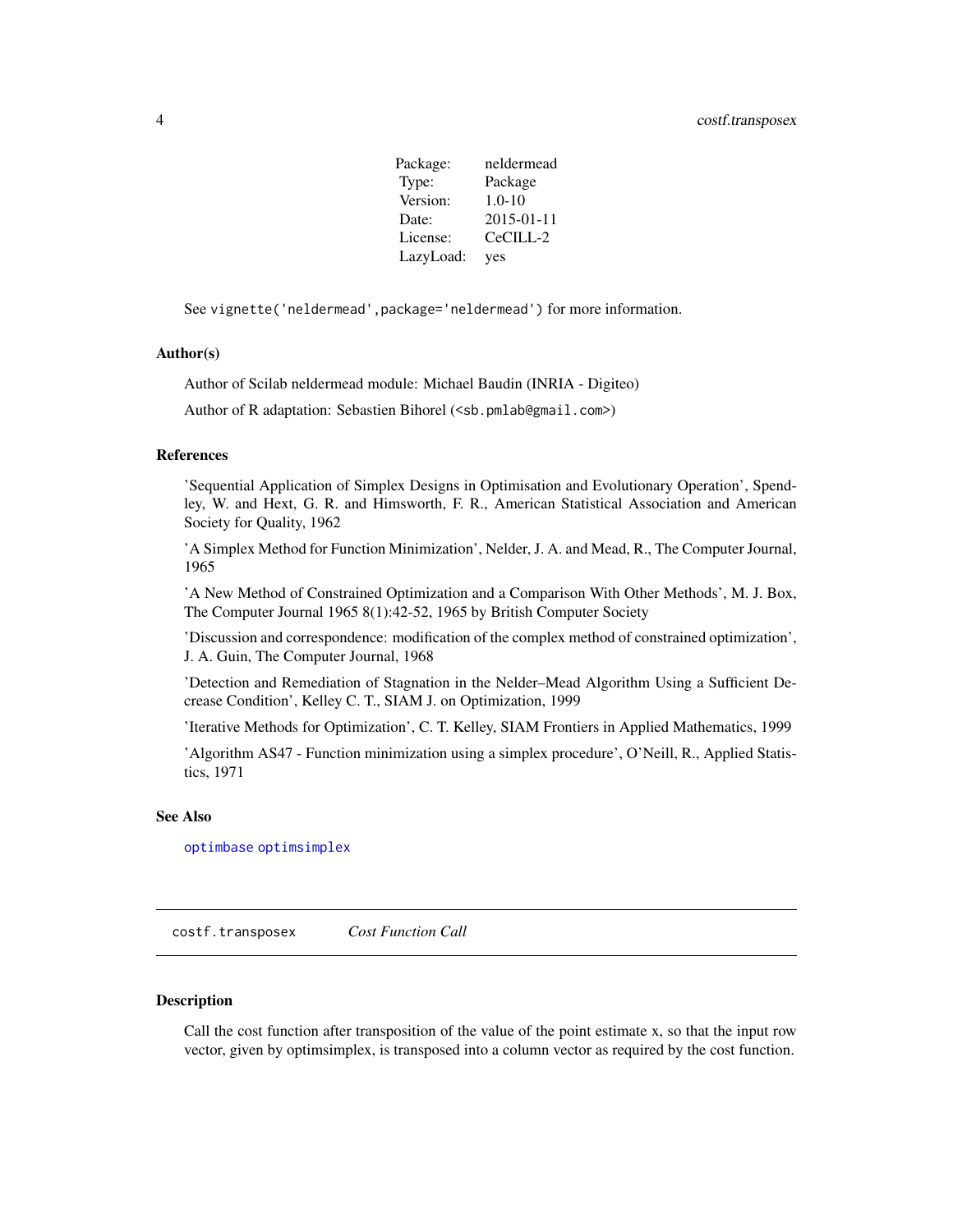| Package: | neldermead |
|---|---|
| Type: | Package |
| Version: | 1.0-10 |
| Date: | 2015-01-11 |
| License: | CeCILL-2 |
| LazyLoad: | yes |

See `vignette('neldermead',package='neldermead')` for more information.

### Author(s)

Author of Scilab neldermead module: Michael Baudin (INRIA - Digiteo)

Author of R adaptation: Sebastien Bihorel (<sb.pmlab@gmail.com>)

### References

'Sequential Application of Simplex Designs in Optimisation and Evolutionary Operation', Spendley, W. and Hext, G. R. and Himsworth, F. R., American Statistical Association and American Society for Quality, 1962

'A Simplex Method for Function Minimization', Nelder, J. A. and Mead, R., The Computer Journal, 1965

'A New Method of Constrained Optimization and a Comparison With Other Methods', M. J. Box, The Computer Journal 1965 8(1):42-52, 1965 by British Computer Society

'Discussion and correspondence: modification of the complex method of constrained optimization', J. A. Guin, The Computer Journal, 1968

'Detection and Remediation of Stagnation in the Nelder–Mead Algorithm Using a Sufficient Decrease Condition', Kelley C. T., SIAM J. on Optimization, 1999

'Iterative Methods for Optimization', C. T. Kelley, SIAM Frontiers in Applied Mathematics, 1999

'Algorithm AS47 - Function minimization using a simplex procedure', O'Neill, R., Applied Statistics, 1971

### See Also

optimbase optimsimplex

---

## costf.transposex *Cost Function Call*

### Description

Call the cost function after transposition of the value of the point estimate x, so that the input row vector, given by optimsimplex, is transposed into a column vector as required by the cost function.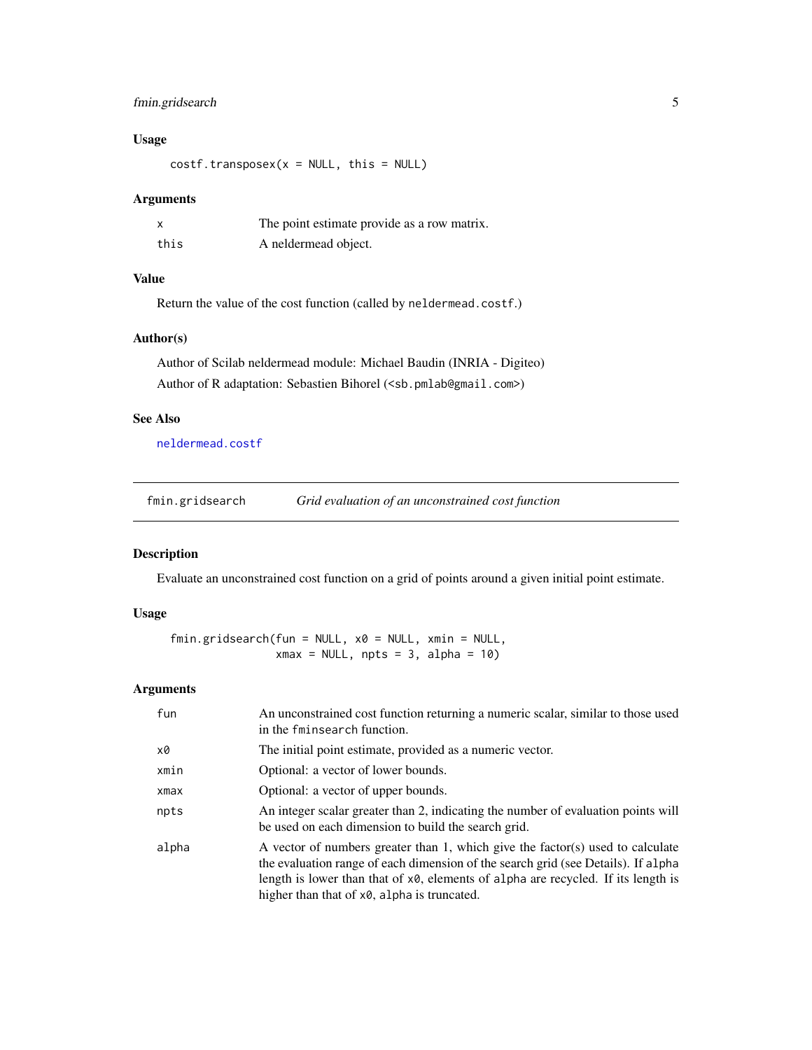### Usage

```
costf.transposex(x = NULL, this = NULL)
```

### Arguments

| | |
|---|---|
| x | The point estimate provide as a row matrix. |
| this | A neldermead object. |

### Value

Return the value of the cost function (called by `neldermead.costf`.)

### Author(s)

Author of Scilab neldermead module: Michael Baudin (INRIA - Digiteo)

Author of R adaptation: Sebastien Bihorel (<sb.pmlab@gmail.com>)

### See Also

`neldermead.costf`

---

## fmin.gridsearch — *Grid evaluation of an unconstrained cost function*

### Description

Evaluate an unconstrained cost function on a grid of points around a given initial point estimate.

### Usage

```
fmin.gridsearch(fun = NULL, x0 = NULL, xmin = NULL,
                xmax = NULL, npts = 3, alpha = 10)
```

### Arguments

| | |
|---|---|
| fun | An unconstrained cost function returning a numeric scalar, similar to those used in the `fminsearch` function. |
| x0 | The initial point estimate, provided as a numeric vector. |
| xmin | Optional: a vector of lower bounds. |
| xmax | Optional: a vector of upper bounds. |
| npts | An integer scalar greater than 2, indicating the number of evaluation points will be used on each dimension to build the search grid. |
| alpha | A vector of numbers greater than 1, which give the factor(s) used to calculate the evaluation range of each dimension of the search grid (see Details). If `alpha` length is lower than that of `x0`, elements of `alpha` are recycled. If its length is higher than that of `x0`, `alpha` is truncated. |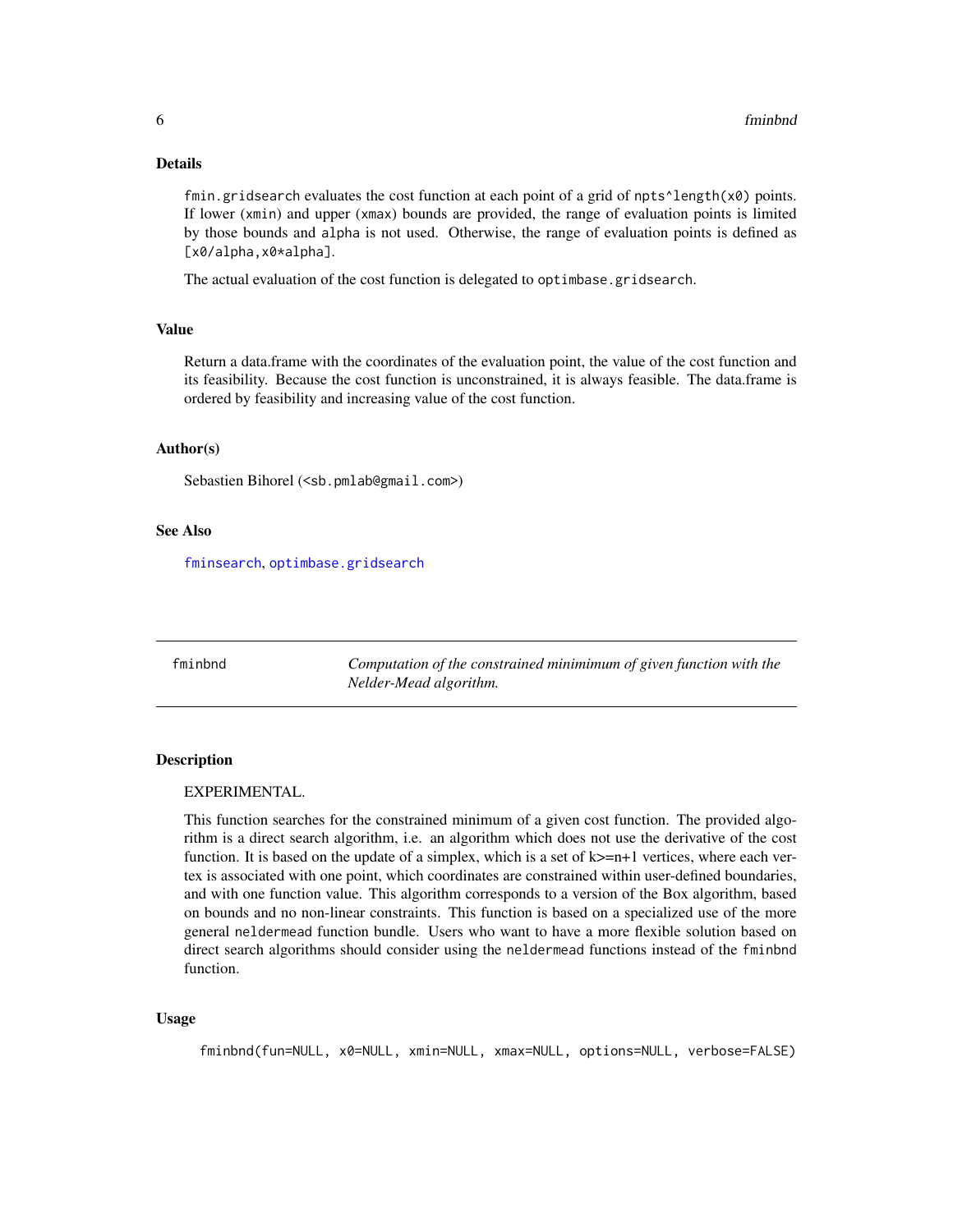### Details

fmin.gridsearch evaluates the cost function at each point of a grid of npts^length(x0) points. If lower (xmin) and upper (xmax) bounds are provided, the range of evaluation points is limited by those bounds and alpha is not used. Otherwise, the range of evaluation points is defined as [x0/alpha,x0*alpha].

The actual evaluation of the cost function is delegated to optimbase.gridsearch.

### Value

Return a data.frame with the coordinates of the evaluation point, the value of the cost function and its feasibility. Because the cost function is unconstrained, it is always feasible. The data.frame is ordered by feasibility and increasing value of the cost function.

### Author(s)

Sebastien Bihorel (<sb.pmlab@gmail.com>)

### See Also

fminsearch, optimbase.gridsearch

---

## fminbnd — *Computation of the constrained minimimum of given function with the Nelder-Mead algorithm.*

### Description

EXPERIMENTAL.

This function searches for the constrained minimum of a given cost function. The provided algorithm is a direct search algorithm, i.e. an algorithm which does not use the derivative of the cost function. It is based on the update of a simplex, which is a set of k>=n+1 vertices, where each vertex is associated with one point, which coordinates are constrained within user-defined boundaries, and with one function value. This algorithm corresponds to a version of the Box algorithm, based on bounds and no non-linear constraints. This function is based on a specialized use of the more general neldermead function bundle. Users who want to have a more flexible solution based on direct search algorithms should consider using the neldermead functions instead of the fminbnd function.

### Usage

```
fminbnd(fun=NULL, x0=NULL, xmin=NULL, xmax=NULL, options=NULL, verbose=FALSE)
```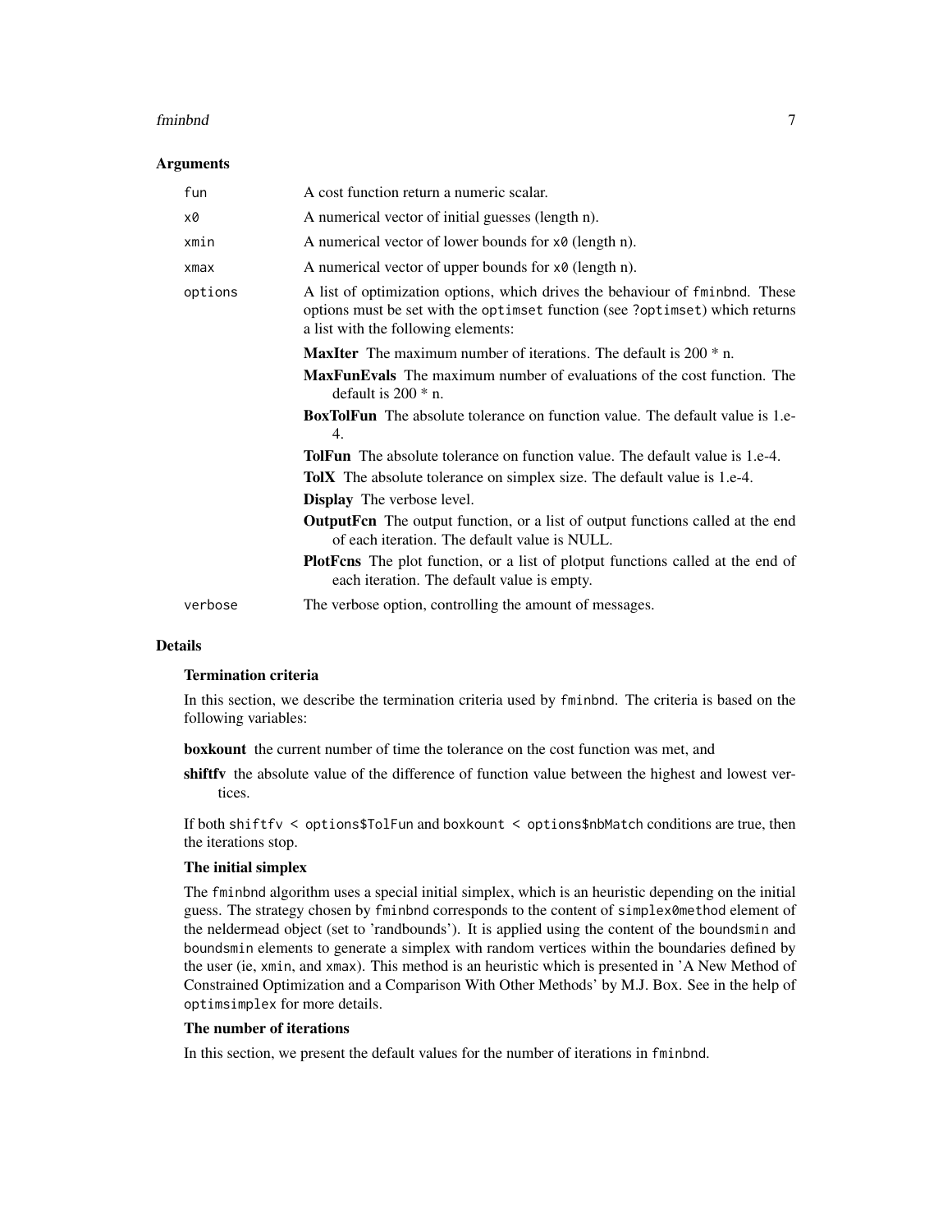### Arguments

**fun** A cost function return a numeric scalar.

**x0** A numerical vector of initial guesses (length n).

**xmin** A numerical vector of lower bounds for `x0` (length n).

**xmax** A numerical vector of upper bounds for `x0` (length n).

**options** A list of optimization options, which drives the behaviour of `fminbnd`. These options must be set with the `optimset` function (see `?optimset`) which returns a list with the following elements:

- **MaxIter** The maximum number of iterations. The default is 200 * n.
- **MaxFunEvals** The maximum number of evaluations of the cost function. The default is 200 * n.
- **BoxTolFun** The absolute tolerance on function value. The default value is 1.e-4.
- **TolFun** The absolute tolerance on function value. The default value is 1.e-4.
- **TolX** The absolute tolerance on simplex size. The default value is 1.e-4.
- **Display** The verbose level.
- **OutputFcn** The output function, or a list of output functions called at the end of each iteration. The default value is NULL.
- **PlotFcns** The plot function, or a list of plotput functions called at the end of each iteration. The default value is empty.

**verbose** The verbose option, controlling the amount of messages.

### Details

#### Termination criteria

In this section, we describe the termination criteria used by `fminbnd`. The criteria is based on the following variables:

**boxkount** the current number of time the tolerance on the cost function was met, and

**shiftfv** the absolute value of the difference of function value between the highest and lowest vertices.

If both `shiftfv < options$TolFun` and `boxkount < options$nbMatch` conditions are true, then the iterations stop.

#### The initial simplex

The `fminbnd` algorithm uses a special initial simplex, which is an heuristic depending on the initial guess. The strategy chosen by `fminbnd` corresponds to the content of `simplex0method` element of the neldermead object (set to 'randbounds'). It is applied using the content of the `boundsmin` and `boundsmin` elements to generate a simplex with random vertices within the boundaries defined by the user (ie, `xmin`, and `xmax`). This method is an heuristic which is presented in 'A New Method of Constrained Optimization and a Comparison With Other Methods' by M.J. Box. See in the help of `optimsimplex` for more details.

#### The number of iterations

In this section, we present the default values for the number of iterations in `fminbnd`.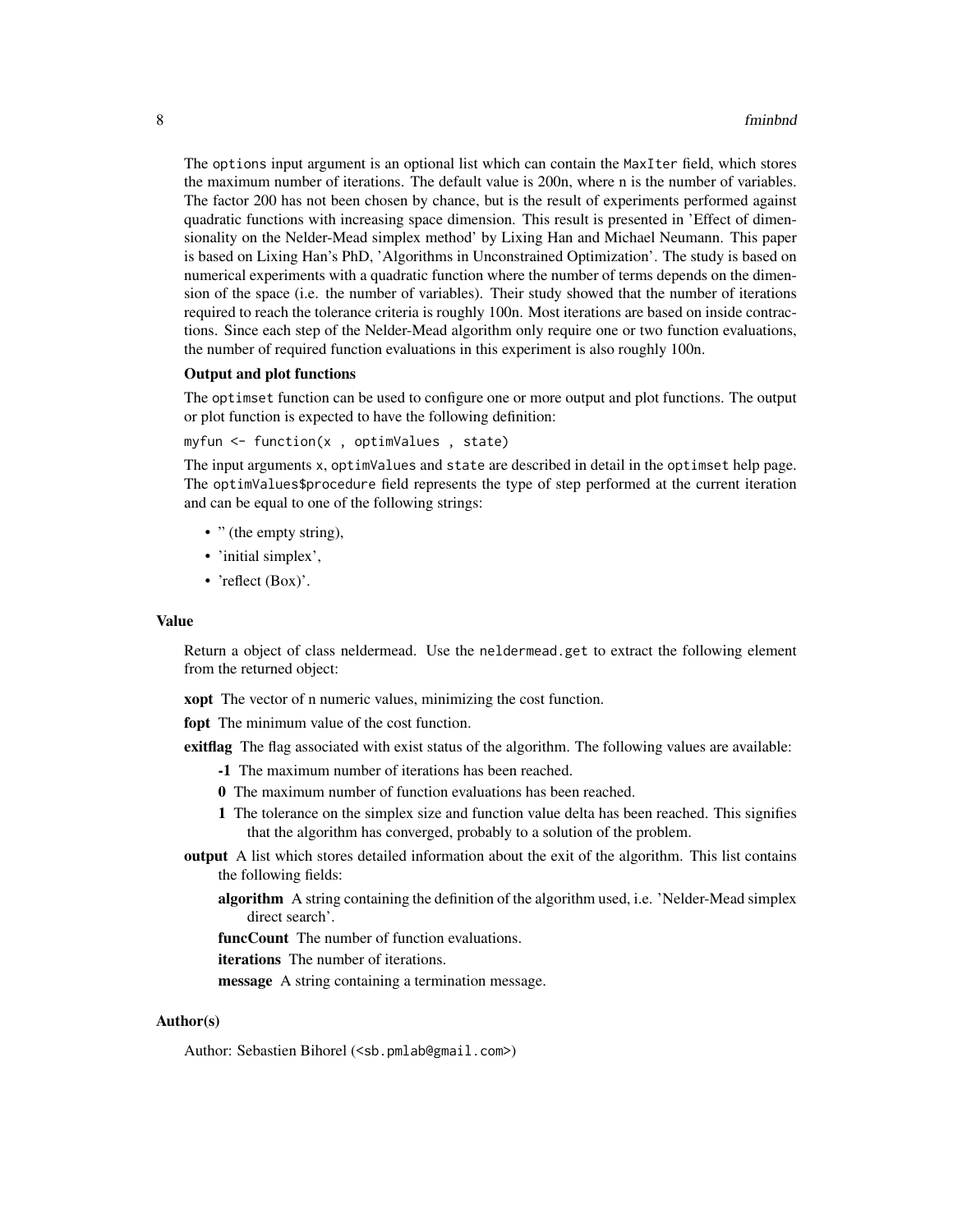The options input argument is an optional list which can contain the MaxIter field, which stores the maximum number of iterations. The default value is 200n, where n is the number of variables. The factor 200 has not been chosen by chance, but is the result of experiments performed against quadratic functions with increasing space dimension. This result is presented in 'Effect of dimensionality on the Nelder-Mead simplex method' by Lixing Han and Michael Neumann. This paper is based on Lixing Han's PhD, 'Algorithms in Unconstrained Optimization'. The study is based on numerical experiments with a quadratic function where the number of terms depends on the dimension of the space (i.e. the number of variables). Their study showed that the number of iterations required to reach the tolerance criteria is roughly 100n. Most iterations are based on inside contractions. Since each step of the Nelder-Mead algorithm only require one or two function evaluations, the number of required function evaluations in this experiment is also roughly 100n.

**Output and plot functions**

The optimset function can be used to configure one or more output and plot functions. The output or plot function is expected to have the following definition:

```
myfun <- function(x , optimValues , state)
```

The input arguments x, optimValues and state are described in detail in the optimset help page. The optimValues$procedure field represents the type of step performed at the current iteration and can be equal to one of the following strings:

- '' (the empty string),
- 'initial simplex',
- 'reflect (Box)'.

### Value

Return a object of class neldermead. Use the neldermead.get to extract the following element from the returned object:

**xopt** The vector of n numeric values, minimizing the cost function.

**fopt** The minimum value of the cost function.

**exitflag** The flag associated with exist status of the algorithm. The following values are available:

- **-1** The maximum number of iterations has been reached.
- **0** The maximum number of function evaluations has been reached.
- **1** The tolerance on the simplex size and function value delta has been reached. This signifies that the algorithm has converged, probably to a solution of the problem.

**output** A list which stores detailed information about the exit of the algorithm. This list contains the following fields:

- **algorithm** A string containing the definition of the algorithm used, i.e. 'Nelder-Mead simplex direct search'.
- **funcCount** The number of function evaluations.
- **iterations** The number of iterations.
- **message** A string containing a termination message.

### Author(s)

Author: Sebastien Bihorel (<sb.pmlab@gmail.com>)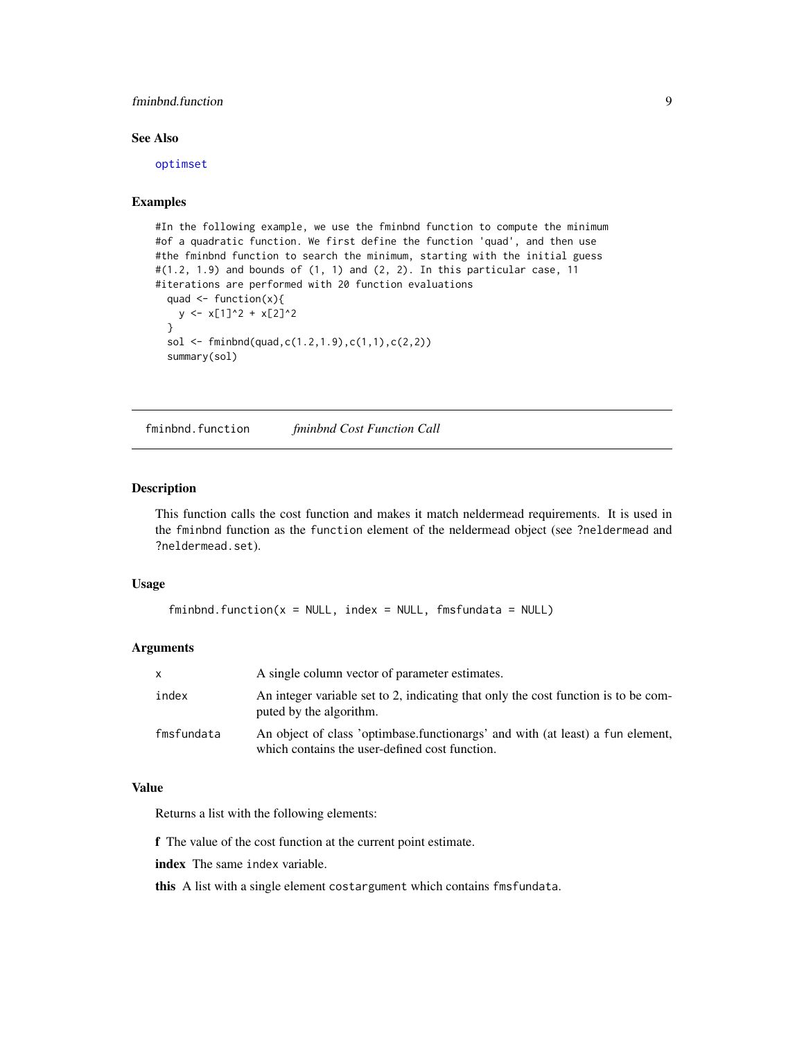## See Also

optimset

## Examples

```
#In the following example, we use the fminbnd function to compute the minimum
#of a quadratic function. We first define the function 'quad', and then use
#the fminbnd function to search the minimum, starting with the initial guess
#(1.2, 1.9) and bounds of (1, 1) and (2, 2). In this particular case, 11
#iterations are performed with 20 function evaluations
  quad <- function(x){
    y <- x[1]^2 + x[2]^2
  }
  sol <- fminbnd(quad,c(1.2,1.9),c(1,1),c(2,2))
  summary(sol)
```

---

# fminbnd.function — *fminbnd Cost Function Call*

---

## Description

This function calls the cost function and makes it match neldermead requirements. It is used in the fminbnd function as the function element of the neldermead object (see ?neldermead and ?neldermead.set).

## Usage

```
fminbnd.function(x = NULL, index = NULL, fmsfundata = NULL)
```

## Arguments

| | |
|---|---|
| x | A single column vector of parameter estimates. |
| index | An integer variable set to 2, indicating that only the cost function is to be computed by the algorithm. |
| fmsfundata | An object of class 'optimbase.functionargs' and with (at least) a fun element, which contains the user-defined cost function. |

## Value

Returns a list with the following elements:

**f** The value of the cost function at the current point estimate.

**index** The same index variable.

**this** A list with a single element costargument which contains fmsfundata.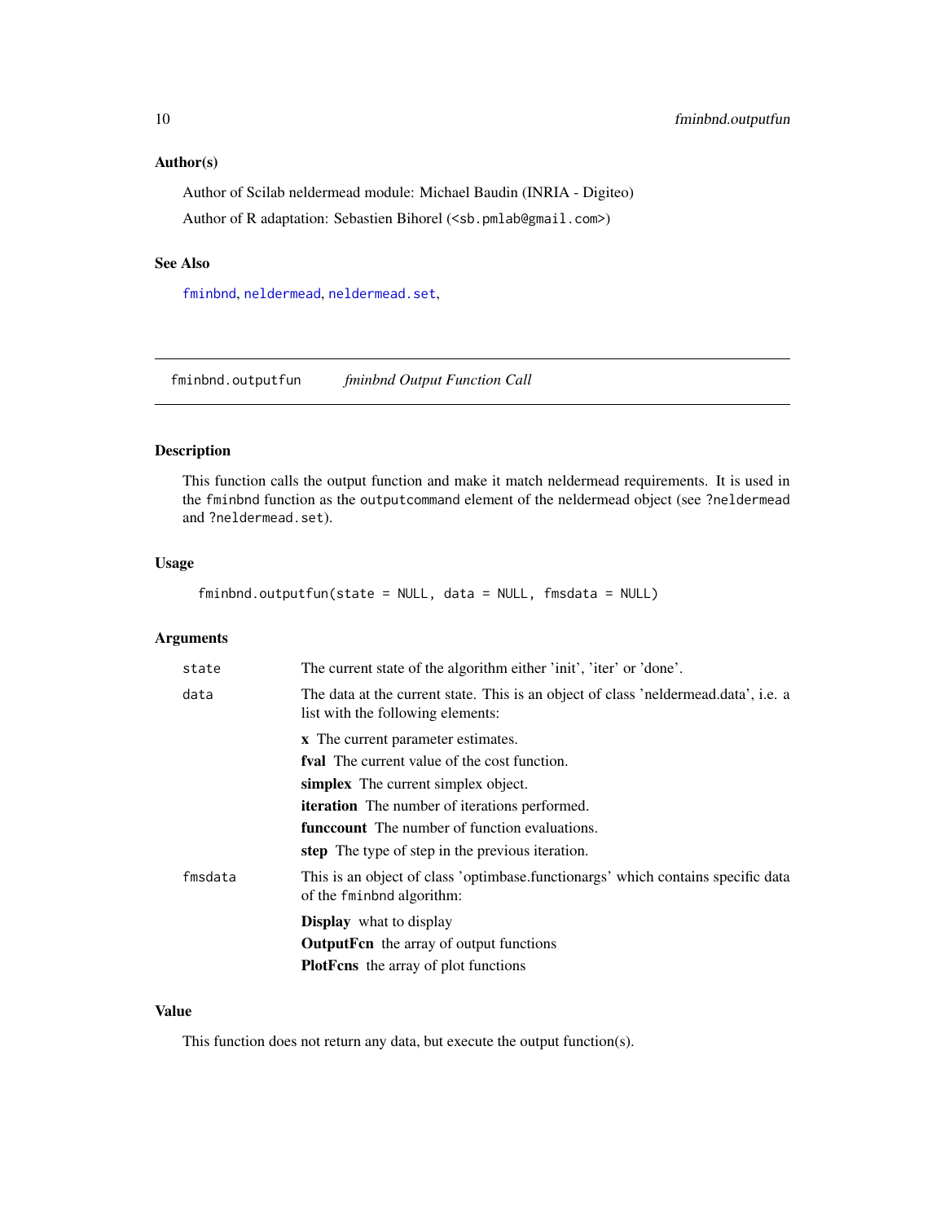### Author(s)

Author of Scilab neldermead module: Michael Baudin (INRIA - Digiteo)

Author of R adaptation: Sebastien Bihorel (<sb.pmlab@gmail.com>)

### See Also

fminbnd, neldermead, neldermead.set,

---

## fminbnd.outputfun *fminbnd Output Function Call*

### Description

This function calls the output function and make it match neldermead requirements. It is used in the `fminbnd` function as the `outputcommand` element of the neldermead object (see `?neldermead` and `?neldermead.set`).

### Usage

```
fminbnd.outputfun(state = NULL, data = NULL, fmsdata = NULL)
```

### Arguments

`state` The current state of the algorithm either 'init', 'iter' or 'done'.

`data` The data at the current state. This is an object of class 'neldermead.data', i.e. a list with the following elements:

- **x** The current parameter estimates.
- **fval** The current value of the cost function.
- **simplex** The current simplex object.
- **iteration** The number of iterations performed.
- **funccount** The number of function evaluations.
- **step** The type of step in the previous iteration.

`fmsdata` This is an object of class 'optimbase.functionargs' which contains specific data of the `fminbnd` algorithm:

- **Display** what to display
- **OutputFcn** the array of output functions
- **PlotFcns** the array of plot functions

### Value

This function does not return any data, but execute the output function(s).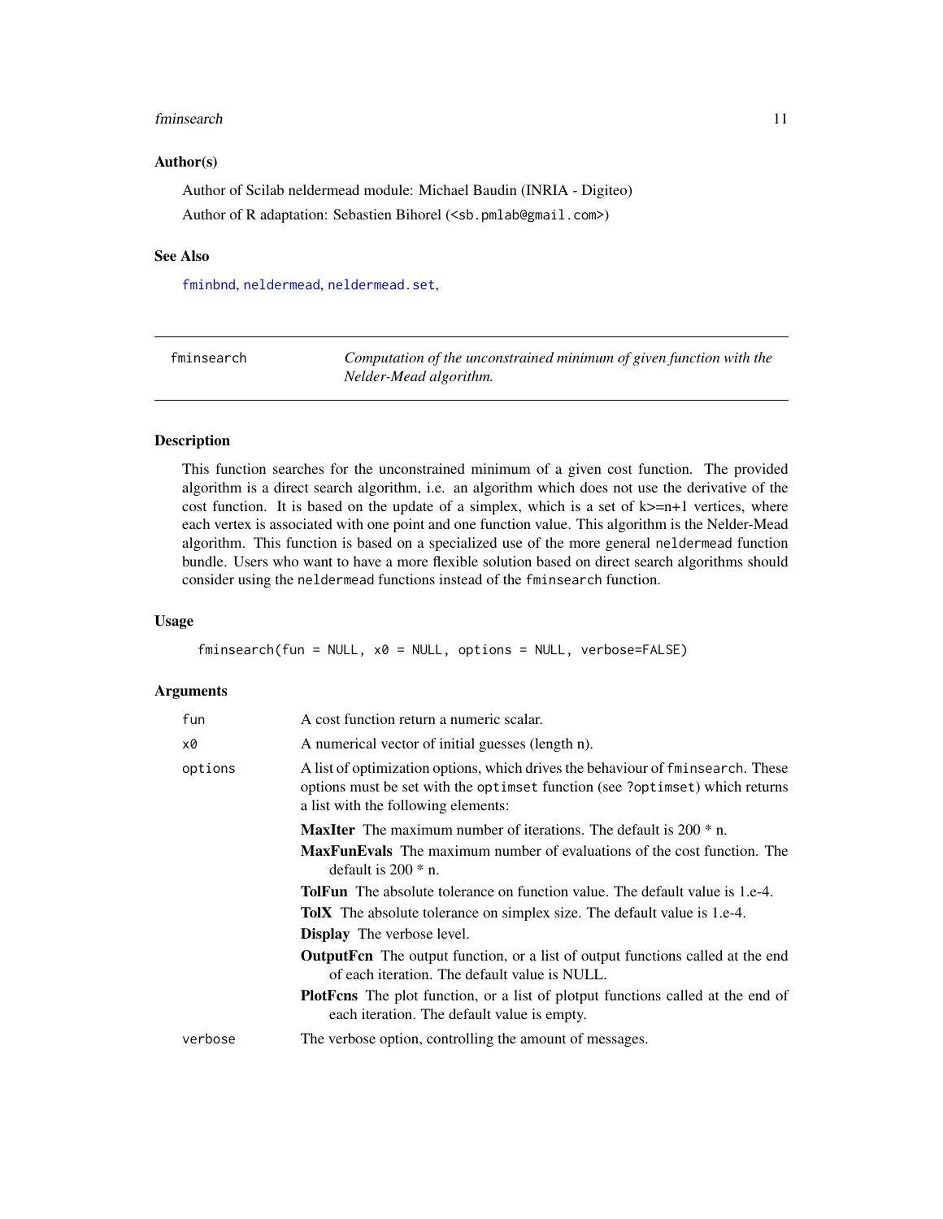### Author(s)

Author of Scilab neldermead module: Michael Baudin (INRIA - Digiteo)

Author of R adaptation: Sebastien Bihorel (<sb.pmlab@gmail.com>)

### See Also

`fminbnd`, `neldermead`, `neldermead.set`,

---

## fminsearch — *Computation of the unconstrained minimum of given function with the Nelder-Mead algorithm.*

---

### Description

This function searches for the unconstrained minimum of a given cost function. The provided algorithm is a direct search algorithm, i.e. an algorithm which does not use the derivative of the cost function. It is based on the update of a simplex, which is a set of k>=n+1 vertices, where each vertex is associated with one point and one function value. This algorithm is the Nelder-Mead algorithm. This function is based on a specialized use of the more general `neldermead` function bundle. Users who want to have a more flexible solution based on direct search algorithms should consider using the `neldermead` functions instead of the `fminsearch` function.

### Usage

```
fminsearch(fun = NULL, x0 = NULL, options = NULL, verbose=FALSE)
```

### Arguments

- `fun` — A cost function return a numeric scalar.
- `x0` — A numerical vector of initial guesses (length n).
- `options` — A list of optimization options, which drives the behaviour of `fminsearch`. These options must be set with the `optimset` function (see `?optimset`) which returns a list with the following elements:
  - **MaxIter** The maximum number of iterations. The default is 200 * n.
  - **MaxFunEvals** The maximum number of evaluations of the cost function. The default is 200 * n.
  - **TolFun** The absolute tolerance on function value. The default value is 1.e-4.
  - **TolX** The absolute tolerance on simplex size. The default value is 1.e-4.
  - **Display** The verbose level.
  - **OutputFcn** The output function, or a list of output functions called at the end of each iteration. The default value is NULL.
  - **PlotFcns** The plot function, or a list of plotput functions called at the end of each iteration. The default value is empty.
- `verbose` — The verbose option, controlling the amount of messages.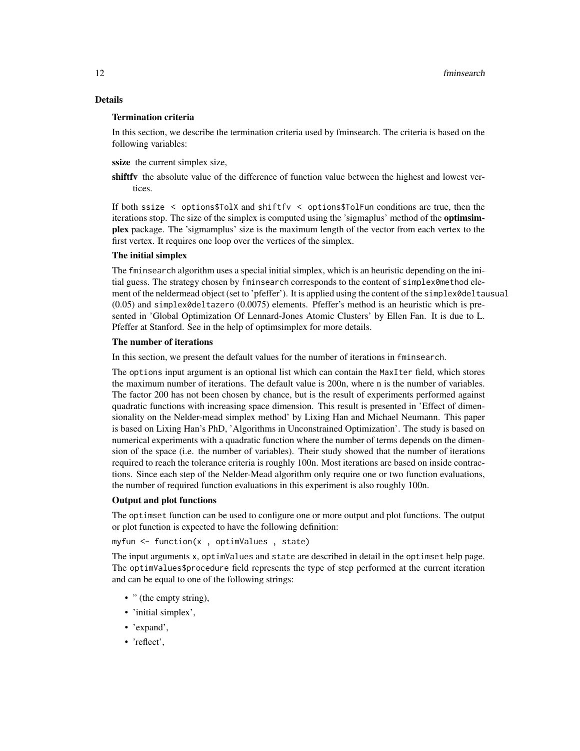## Details

### Termination criteria

In this section, we describe the termination criteria used by fminsearch. The criteria is based on the following variables:

**ssize** the current simplex size,

**shiftfv** the absolute value of the difference of function value between the highest and lowest vertices.

If both `ssize < options$TolX` and `shiftfv < options$TolFun` conditions are true, then the iterations stop. The size of the simplex is computed using the 'sigmaplus' method of the **optimsimplex** package. The 'sigmamplus' size is the maximum length of the vector from each vertex to the first vertex. It requires one loop over the vertices of the simplex.

### The initial simplex

The `fminsearch` algorithm uses a special initial simplex, which is an heuristic depending on the initial guess. The strategy chosen by `fminsearch` corresponds to the content of `simplex0method` element of the neldermead object (set to 'pfeffer'). It is applied using the content of the `simplex0deltausual` (0.05) and `simplex0deltazero` (0.0075) elements. Pfeffer's method is an heuristic which is presented in 'Global Optimization Of Lennard-Jones Atomic Clusters' by Ellen Fan. It is due to L. Pfeffer at Stanford. See in the help of optimsimplex for more details.

### The number of iterations

In this section, we present the default values for the number of iterations in `fminsearch`.

The `options` input argument is an optional list which can contain the `MaxIter` field, which stores the maximum number of iterations. The default value is 200n, where n is the number of variables. The factor 200 has not been chosen by chance, but is the result of experiments performed against quadratic functions with increasing space dimension. This result is presented in 'Effect of dimensionality on the Nelder-mead simplex method' by Lixing Han and Michael Neumann. This paper is based on Lixing Han's PhD, 'Algorithms in Unconstrained Optimization'. The study is based on numerical experiments with a quadratic function where the number of terms depends on the dimension of the space (i.e. the number of variables). Their study showed that the number of iterations required to reach the tolerance criteria is roughly 100n. Most iterations are based on inside contractions. Since each step of the Nelder-Mead algorithm only require one or two function evaluations, the number of required function evaluations in this experiment is also roughly 100n.

### Output and plot functions

The `optimset` function can be used to configure one or more output and plot functions. The output or plot function is expected to have the following definition:

```
myfun <- function(x , optimValues , state)
```

The input arguments `x`, `optimValues` and `state` are described in detail in the `optimset` help page. The `optimValues$procedure` field represents the type of step performed at the current iteration and can be equal to one of the following strings:

- '' (the empty string),
- 'initial simplex',
- 'expand',
- 'reflect',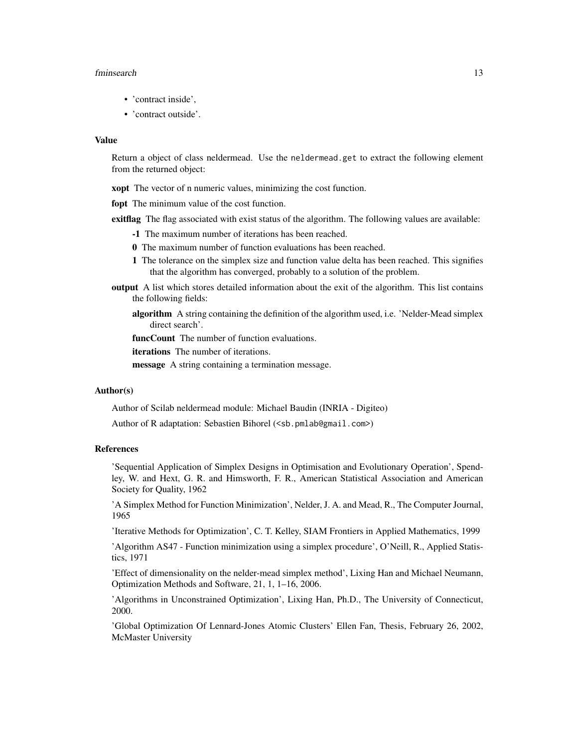- 'contract inside',
- 'contract outside'.

### Value

Return a object of class neldermead. Use the `neldermead.get` to extract the following element from the returned object:

**xopt** The vector of n numeric values, minimizing the cost function.

**fopt** The minimum value of the cost function.

**exitflag** The flag associated with exist status of the algorithm. The following values are available:

- **-1** The maximum number of iterations has been reached.
- **0** The maximum number of function evaluations has been reached.
- **1** The tolerance on the simplex size and function value delta has been reached. This signifies that the algorithm has converged, probably to a solution of the problem.

**output** A list which stores detailed information about the exit of the algorithm. This list contains the following fields:

- **algorithm** A string containing the definition of the algorithm used, i.e. 'Nelder-Mead simplex direct search'.
- **funcCount** The number of function evaluations.
- **iterations** The number of iterations.
- **message** A string containing a termination message.

### Author(s)

Author of Scilab neldermead module: Michael Baudin (INRIA - Digiteo)

Author of R adaptation: Sebastien Bihorel (`<sb.pmlab@gmail.com>`)

### References

'Sequential Application of Simplex Designs in Optimisation and Evolutionary Operation', Spendley, W. and Hext, G. R. and Himsworth, F. R., American Statistical Association and American Society for Quality, 1962

'A Simplex Method for Function Minimization', Nelder, J. A. and Mead, R., The Computer Journal, 1965

'Iterative Methods for Optimization', C. T. Kelley, SIAM Frontiers in Applied Mathematics, 1999

'Algorithm AS47 - Function minimization using a simplex procedure', O'Neill, R., Applied Statistics, 1971

'Effect of dimensionality on the nelder-mead simplex method', Lixing Han and Michael Neumann, Optimization Methods and Software, 21, 1, 1–16, 2006.

'Algorithms in Unconstrained Optimization', Lixing Han, Ph.D., The University of Connecticut, 2000.

'Global Optimization Of Lennard-Jones Atomic Clusters' Ellen Fan, Thesis, February 26, 2002, McMaster University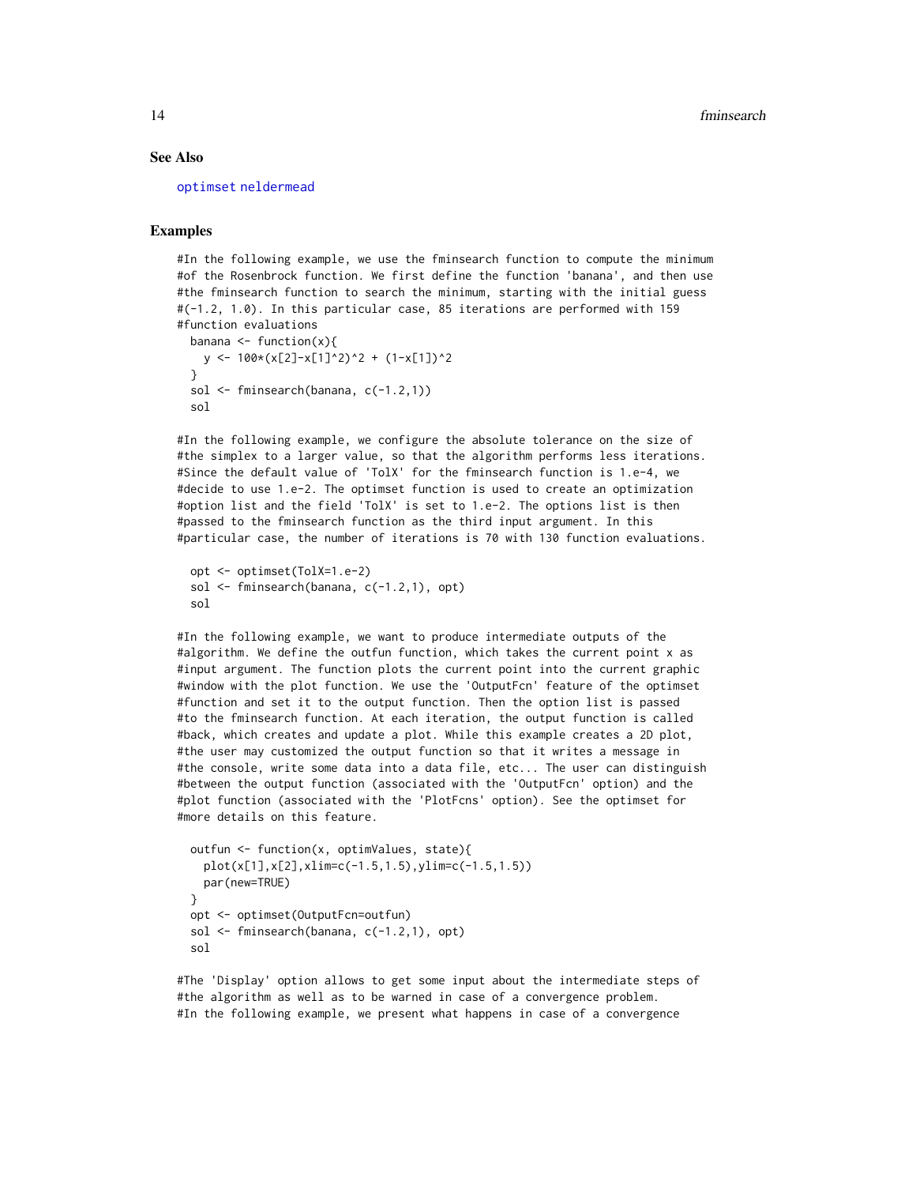### See Also

optimset neldermead

### Examples

```
#In the following example, we use the fminsearch function to compute the minimum
#of the Rosenbrock function. We first define the function 'banana', and then use
#the fminsearch function to search the minimum, starting with the initial guess
#(-1.2, 1.0). In this particular case, 85 iterations are performed with 159
#function evaluations
  banana <- function(x){
    y <- 100*(x[2]-x[1]^2)^2 + (1-x[1])^2
  }
  sol <- fminsearch(banana, c(-1.2,1))
  sol

#In the following example, we configure the absolute tolerance on the size of
#the simplex to a larger value, so that the algorithm performs less iterations.
#Since the default value of 'TolX' for the fminsearch function is 1.e-4, we
#decide to use 1.e-2. The optimset function is used to create an optimization
#option list and the field 'TolX' is set to 1.e-2. The options list is then
#passed to the fminsearch function as the third input argument. In this
#particular case, the number of iterations is 70 with 130 function evaluations.

  opt <- optimset(TolX=1.e-2)
  sol <- fminsearch(banana, c(-1.2,1), opt)
  sol

#In the following example, we want to produce intermediate outputs of the
#algorithm. We define the outfun function, which takes the current point x as
#input argument. The function plots the current point into the current graphic
#window with the plot function. We use the 'OutputFcn' feature of the optimset
#function and set it to the output function. Then the option list is passed
#to the fminsearch function. At each iteration, the output function is called
#back, which creates and update a plot. While this example creates a 2D plot,
#the user may customized the output function so that it writes a message in
#the console, write some data into a data file, etc... The user can distinguish
#between the output function (associated with the 'OutputFcn' option) and the
#plot function (associated with the 'PlotFcns' option). See the optimset for
#more details on this feature.

  outfun <- function(x, optimValues, state){
    plot(x[1],x[2],xlim=c(-1.5,1.5),ylim=c(-1.5,1.5))
    par(new=TRUE)
  }
  opt <- optimset(OutputFcn=outfun)
  sol <- fminsearch(banana, c(-1.2,1), opt)
  sol

#The 'Display' option allows to get some input about the intermediate steps of
#the algorithm as well as to be warned in case of a convergence problem.
#In the following example, we present what happens in case of a convergence
```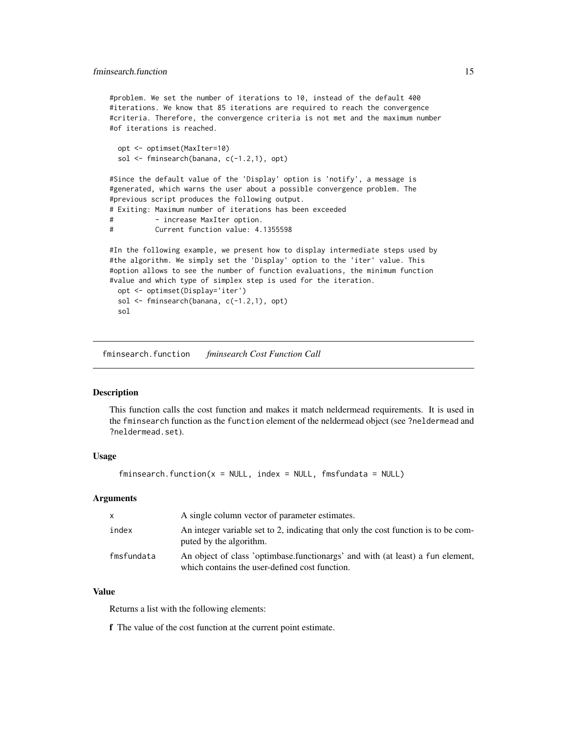```
#problem. We set the number of iterations to 10, instead of the default 400
#iterations. We know that 85 iterations are required to reach the convergence
#criteria. Therefore, the convergence criteria is not met and the maximum number
#of iterations is reached.

  opt <- optimset(MaxIter=10)
  sol <- fminsearch(banana, c(-1.2,1), opt)

#Since the default value of the 'Display' option is 'notify', a message is
#generated, which warns the user about a possible convergence problem. The
#previous script produces the following output.
# Exiting: Maximum number of iterations has been exceeded
#          - increase MaxIter option.
#          Current function value: 4.1355598

#In the following example, we present how to display intermediate steps used by
#the algorithm. We simply set the 'Display' option to the 'iter' value. This
#option allows to see the number of function evaluations, the minimum function
#value and which type of simplex step is used for the iteration.
  opt <- optimset(Display='iter')
  sol <- fminsearch(banana, c(-1.2,1), opt)
  sol
```

## fminsearch.function — *fminsearch Cost Function Call*

### Description

This function calls the cost function and makes it match neldermead requirements. It is used in the `fminsearch` function as the `function` element of the neldermead object (see `?neldermead` and `?neldermead.set`).

### Usage

```
fminsearch.function(x = NULL, index = NULL, fmsfundata = NULL)
```

### Arguments

| | |
|---|---|
| `x` | A single column vector of parameter estimates. |
| `index` | An integer variable set to 2, indicating that only the cost function is to be computed by the algorithm. |
| `fmsfundata` | An object of class 'optimbase.functionargs' and with (at least) a `fun` element, which contains the user-defined cost function. |

### Value

Returns a list with the following elements:

**f** The value of the cost function at the current point estimate.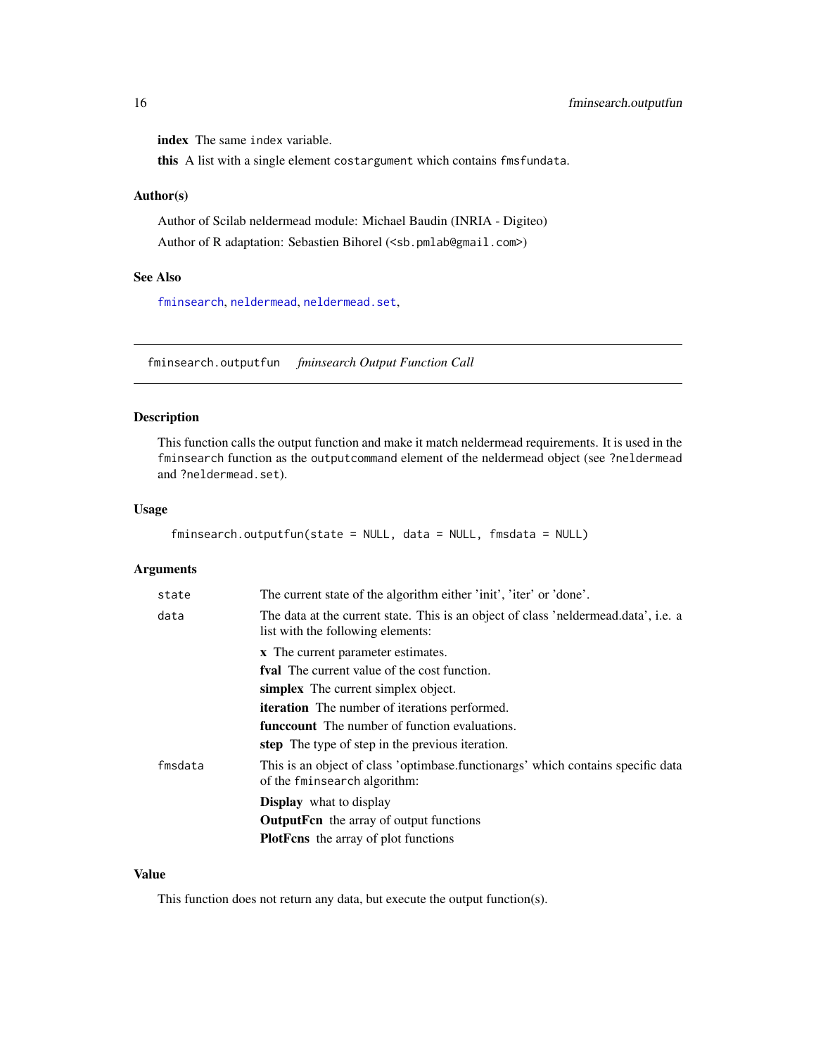**index** The same `index` variable.

**this** A list with a single element `costargument` which contains `fmsfundata`.

## Author(s)

Author of Scilab neldermead module: Michael Baudin (INRIA - Digiteo)

Author of R adaptation: Sebastien Bihorel (<sb.pmlab@gmail.com>)

## See Also

`fminsearch`, `neldermead`, `neldermead.set`,

---

# fminsearch.outputfun — *fminsearch Output Function Call*

## Description

This function calls the output function and make it match neldermead requirements. It is used in the `fminsearch` function as the `outputcommand` element of the neldermead object (see `?neldermead` and `?neldermead.set`).

## Usage

```
fminsearch.outputfun(state = NULL, data = NULL, fmsdata = NULL)
```

## Arguments

- `state` — The current state of the algorithm either 'init', 'iter' or 'done'.
- `data` — The data at the current state. This is an object of class 'neldermead.data', i.e. a list with the following elements:
  - **x** The current parameter estimates.
  - **fval** The current value of the cost function.
  - **simplex** The current simplex object.
  - **iteration** The number of iterations performed.
  - **funccount** The number of function evaluations.
  - **step** The type of step in the previous iteration.
- `fmsdata` — This is an object of class 'optimbase.functionargs' which contains specific data of the `fminsearch` algorithm:
  - **Display** what to display
  - **OutputFcn** the array of output functions
  - **PlotFcns** the array of plot functions

## Value

This function does not return any data, but execute the output function(s).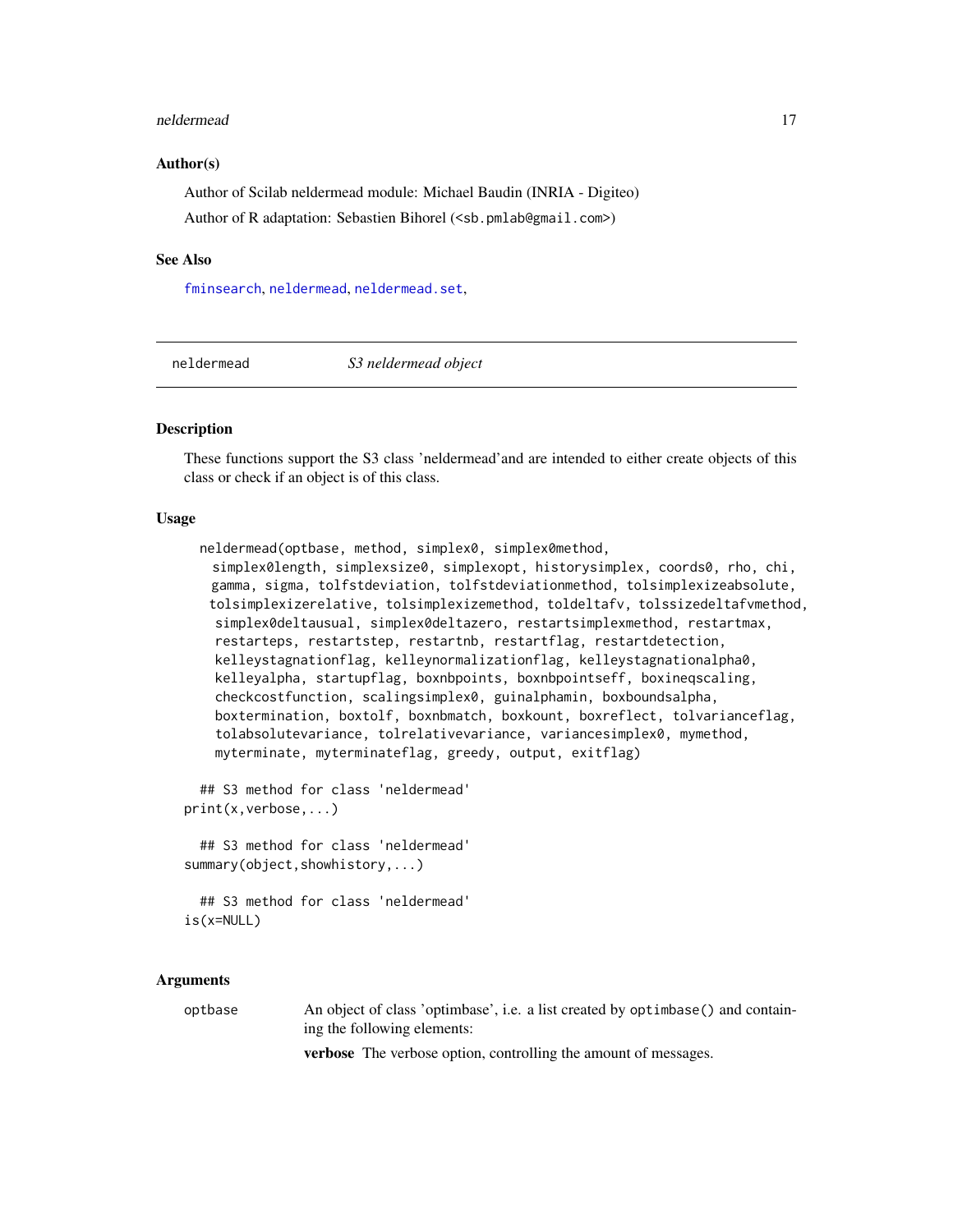### Author(s)

Author of Scilab neldermead module: Michael Baudin (INRIA - Digiteo)

Author of R adaptation: Sebastien Bihorel (<sb.pmlab@gmail.com>)

### See Also

fminsearch, neldermead, neldermead.set,

---

## neldermead *S3 neldermead object*

---

### Description

These functions support the S3 class 'neldermead'and are intended to either create objects of this class or check if an object is of this class.

### Usage

```
  neldermead(optbase, method, simplex0, simplex0method,
    simplex0length, simplexsize0, simplexopt, historysimplex, coords0, rho, chi,
    gamma, sigma, tolfstdeviation, tolfstdeviationmethod, tolsimplexizeabsolute,
    tolsimplexizerelative, tolsimplexizemethod, toldeltafv, tolssizedeltafvmethod,
    simplex0deltausual, simplex0deltazero, restartsimplexmethod, restartmax,
    restarteps, restartstep, restartnb, restartflag, restartdetection,
    kelleystagnationflag, kelleynormalizationflag, kelleystagnationalpha0,
    kelleyalpha, startupflag, boxnbpoints, boxnbpointseff, boxineqscaling,
    checkcostfunction, scalingsimplex0, guinalphamin, boxboundsalpha,
    boxtermination, boxtolf, boxnbmatch, boxkount, boxreflect, tolvarianceflag,
    tolabsolutevariance, tolrelativevariance, variancesimplex0, mymethod,
    myterminate, myterminateflag, greedy, output, exitflag)

  ## S3 method for class 'neldermead'
print(x,verbose,...)

  ## S3 method for class 'neldermead'
summary(object,showhistory,...)

  ## S3 method for class 'neldermead'
is(x=NULL)
```

### Arguments

`optbase` An object of class 'optimbase', i.e. a list created by `optimbase()` and containing the following elements:

**verbose** The verbose option, controlling the amount of messages.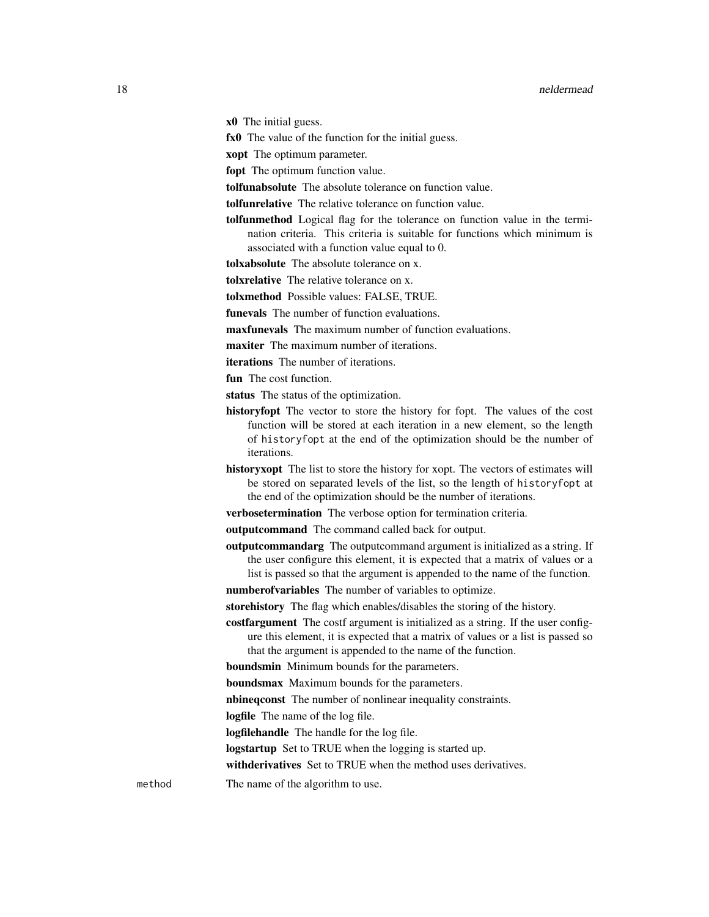**x0** The initial guess.

**fx0** The value of the function for the initial guess.

**xopt** The optimum parameter.

**fopt** The optimum function value.

**tolfunabsolute** The absolute tolerance on function value.

**tolfunrelative** The relative tolerance on function value.

**tolfunmethod** Logical flag for the tolerance on function value in the termination criteria. This criteria is suitable for functions which minimum is associated with a function value equal to 0.

**tolxabsolute** The absolute tolerance on x.

**tolxrelative** The relative tolerance on x.

**tolxmethod** Possible values: FALSE, TRUE.

**funevals** The number of function evaluations.

**maxfunevals** The maximum number of function evaluations.

**maxiter** The maximum number of iterations.

**iterations** The number of iterations.

**fun** The cost function.

**status** The status of the optimization.

**historyfopt** The vector to store the history for fopt. The values of the cost function will be stored at each iteration in a new element, so the length of `historyfopt` at the end of the optimization should be the number of iterations.

**historyxopt** The list to store the history for xopt. The vectors of estimates will be stored on separated levels of the list, so the length of `historyfopt` at the end of the optimization should be the number of iterations.

**verbosetermination** The verbose option for termination criteria.

**outputcommand** The command called back for output.

**outputcommandarg** The outputcommand argument is initialized as a string. If the user configure this element, it is expected that a matrix of values or a list is passed so that the argument is appended to the name of the function.

**numberofvariables** The number of variables to optimize.

**storehistory** The flag which enables/disables the storing of the history.

**costfargument** The costf argument is initialized as a string. If the user configure this element, it is expected that a matrix of values or a list is passed so that the argument is appended to the name of the function.

**boundsmin** Minimum bounds for the parameters.

**boundsmax** Maximum bounds for the parameters.

**nbineqconst** The number of nonlinear inequality constraints.

**logfile** The name of the log file.

**logfilehandle** The handle for the log file.

**logstartup** Set to TRUE when the logging is started up.

**withderivatives** Set to TRUE when the method uses derivatives.

`method` The name of the algorithm to use.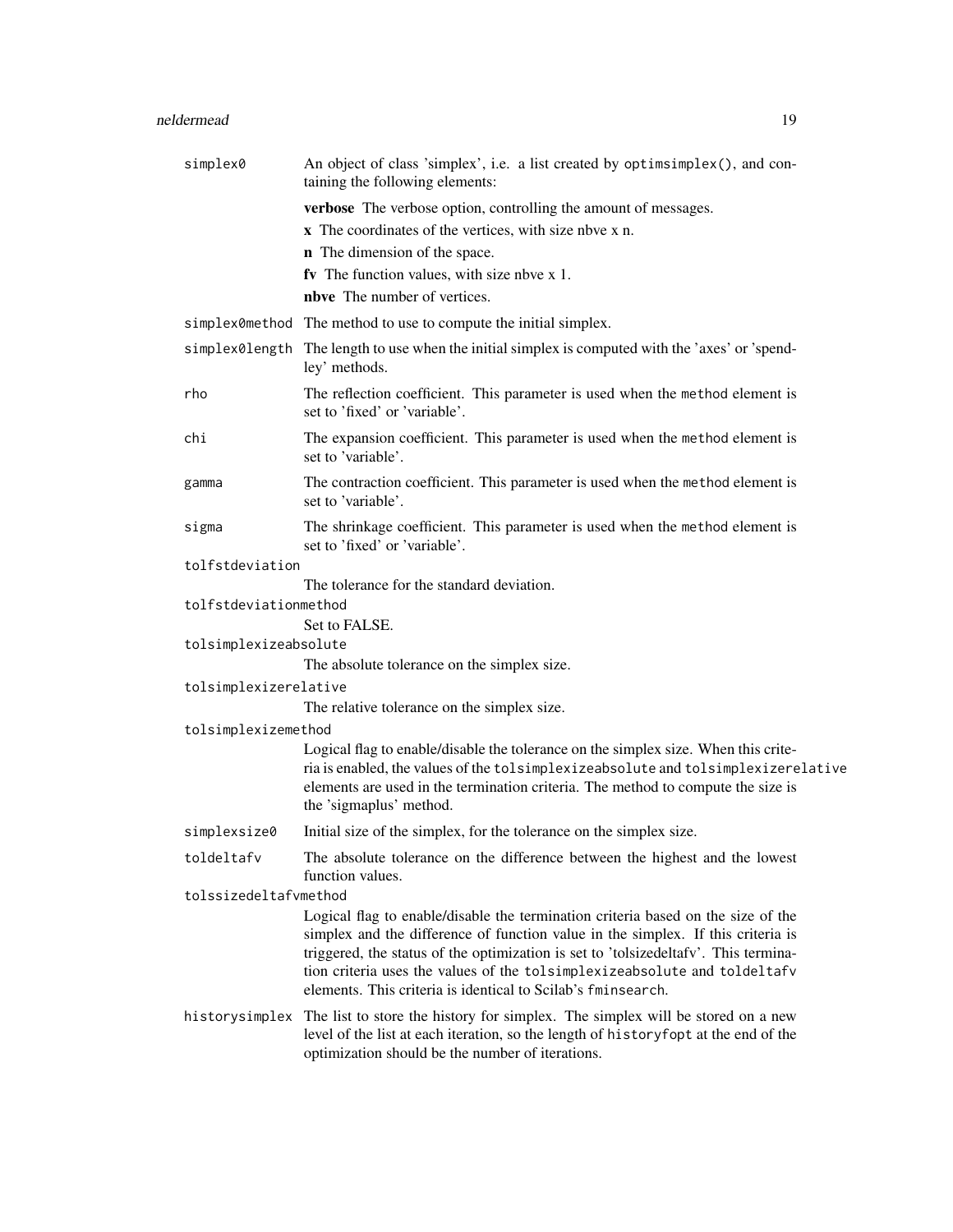`simplex0`
: An object of class 'simplex', i.e. a list created by `optimsimplex()`, and containing the following elements:

  **verbose** The verbose option, controlling the amount of messages.

  **x** The coordinates of the vertices, with size nbve x n.

  **n** The dimension of the space.

  **fv** The function values, with size nbve x 1.

  **nbve** The number of vertices.

`simplex0method`
: The method to use to compute the initial simplex.

`simplex0length`
: The length to use when the initial simplex is computed with the 'axes' or 'spendley' methods.

`rho`
: The reflection coefficient. This parameter is used when the `method` element is set to 'fixed' or 'variable'.

`chi`
: The expansion coefficient. This parameter is used when the `method` element is set to 'variable'.

`gamma`
: The contraction coefficient. This parameter is used when the `method` element is set to 'variable'.

`sigma`
: The shrinkage coefficient. This parameter is used when the `method` element is set to 'fixed' or 'variable'.

`tolfstdeviation`
: The tolerance for the standard deviation.

`tolfstdeviationmethod`
: Set to FALSE.

`tolsimplexizeabsolute`
: The absolute tolerance on the simplex size.

`tolsimplexizerelative`
: The relative tolerance on the simplex size.

`tolsimplexizemethod`
: Logical flag to enable/disable the tolerance on the simplex size. When this criteria is enabled, the values of the `tolsimplexizeabsolute` and `tolsimplexizerelative` elements are used in the termination criteria. The method to compute the size is the 'sigmaplus' method.

`simplexsize0`
: Initial size of the simplex, for the tolerance on the simplex size.

`toldeltafv`
: The absolute tolerance on the difference between the highest and the lowest function values.

`tolssizedeltafvmethod`
: Logical flag to enable/disable the termination criteria based on the size of the simplex and the difference of function value in the simplex. If this criteria is triggered, the status of the optimization is set to 'tolsizedeltafv'. This termination criteria uses the values of the `tolsimplexizeabsolute` and `toldeltafv` elements. This criteria is identical to Scilab's `fminsearch`.

`historysimplex`
: The list to store the history for simplex. The simplex will be stored on a new level of the list at each iteration, so the length of `historyfopt` at the end of the optimization should be the number of iterations.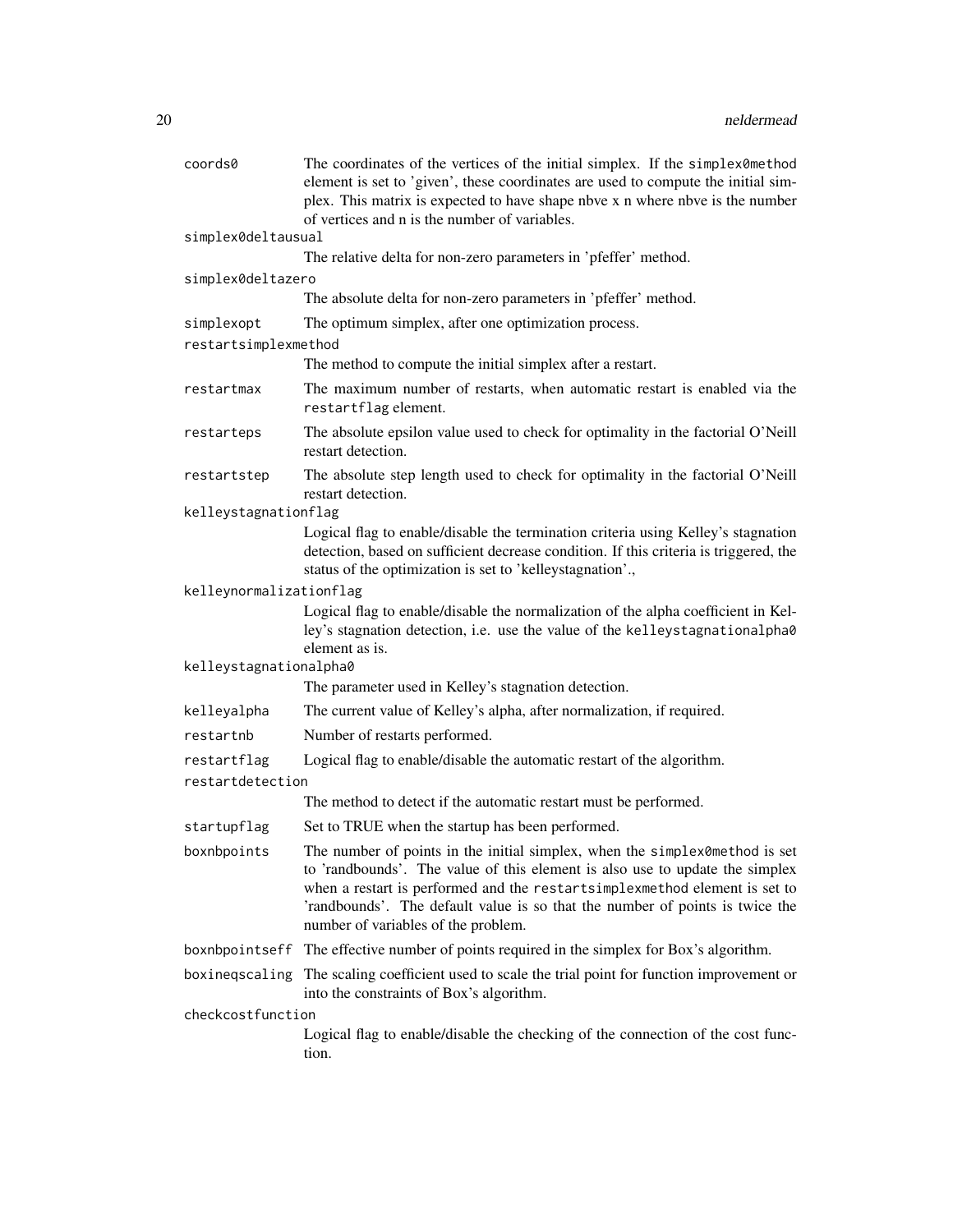`coords0` The coordinates of the vertices of the initial simplex. If the `simplex0method` element is set to 'given', these coordinates are used to compute the initial simplex. This matrix is expected to have shape nbve x n where nbve is the number of vertices and n is the number of variables.

`simplex0deltausual` The relative delta for non-zero parameters in 'pfeffer' method.

`simplex0deltazero` The absolute delta for non-zero parameters in 'pfeffer' method.

`simplexopt` The optimum simplex, after one optimization process.

`restartsimplexmethod` The method to compute the initial simplex after a restart.

`restartmax` The maximum number of restarts, when automatic restart is enabled via the `restartflag` element.

`restarteps` The absolute epsilon value used to check for optimality in the factorial O'Neill restart detection.

`restartstep` The absolute step length used to check for optimality in the factorial O'Neill restart detection.

`kelleystagnationflag` Logical flag to enable/disable the termination criteria using Kelley's stagnation detection, based on sufficient decrease condition. If this criteria is triggered, the status of the optimization is set to 'kelleystagnation'.,

`kelleynormalizationflag` Logical flag to enable/disable the normalization of the alpha coefficient in Kelley's stagnation detection, i.e. use the value of the `kelleystagnationalpha0` element as is.

`kelleystagnationalpha0` The parameter used in Kelley's stagnation detection.

`kelleyalpha` The current value of Kelley's alpha, after normalization, if required.

`restartnb` Number of restarts performed.

`restartflag` Logical flag to enable/disable the automatic restart of the algorithm.

`restartdetection` The method to detect if the automatic restart must be performed.

`startupflag` Set to TRUE when the startup has been performed.

`boxnbpoints` The number of points in the initial simplex, when the `simplex0method` is set to 'randbounds'. The value of this element is also use to update the simplex when a restart is performed and the `restartsimplexmethod` element is set to 'randbounds'. The default value is so that the number of points is twice the number of variables of the problem.

`boxnbpointseff` The effective number of points required in the simplex for Box's algorithm.

`boxineqscaling` The scaling coefficient used to scale the trial point for function improvement or into the constraints of Box's algorithm.

`checkcostfunction` Logical flag to enable/disable the checking of the connection of the cost function.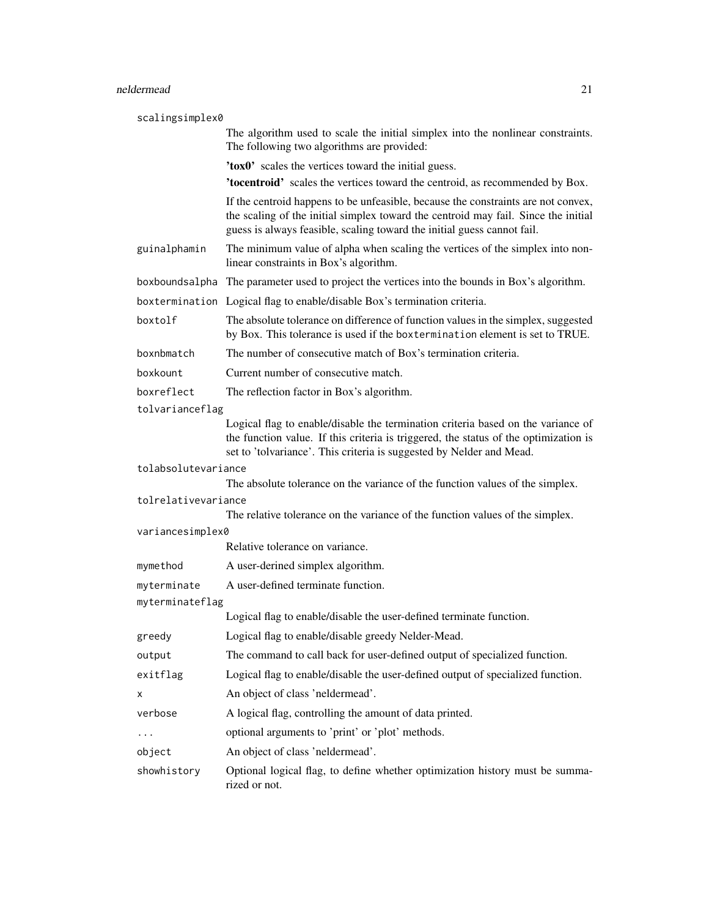`scalingsimplex0`
: The algorithm used to scale the initial simplex into the nonlinear constraints. The following two algorithms are provided:

  **'tox0'** scales the vertices toward the initial guess.

  **'tocentroid'** scales the vertices toward the centroid, as recommended by Box.

  If the centroid happens to be unfeasible, because the constraints are not convex, the scaling of the initial simplex toward the centroid may fail. Since the initial guess is always feasible, scaling toward the initial guess cannot fail.

`guinalphamin`
: The minimum value of alpha when scaling the vertices of the simplex into nonlinear constraints in Box's algorithm.

`boxboundsalpha`
: The parameter used to project the vertices into the bounds in Box's algorithm.

`boxtermination`
: Logical flag to enable/disable Box's termination criteria.

`boxtolf`
: The absolute tolerance on difference of function values in the simplex, suggested by Box. This tolerance is used if the `boxtermination` element is set to TRUE.

`boxnbmatch`
: The number of consecutive match of Box's termination criteria.

`boxkount`
: Current number of consecutive match.

`boxreflect`
: The reflection factor in Box's algorithm.

`tolvarianceflag`
: Logical flag to enable/disable the termination criteria based on the variance of the function value. If this criteria is triggered, the status of the optimization is set to 'tolvariance'. This criteria is suggested by Nelder and Mead.

`tolabsolutevariance`
: The absolute tolerance on the variance of the function values of the simplex.

`tolrelativevariance`
: The relative tolerance on the variance of the function values of the simplex.

`variancesimplex0`
: Relative tolerance on variance.

`mymethod`
: A user-derined simplex algorithm.

`myterminate`
: A user-defined terminate function.

`myterminateflag`
: Logical flag to enable/disable the user-defined terminate function.

`greedy`
: Logical flag to enable/disable greedy Nelder-Mead.

`output`
: The command to call back for user-defined output of specialized function.

`exitflag`
: Logical flag to enable/disable the user-defined output of specialized function.

`x`
: An object of class 'neldermead'.

`verbose`
: A logical flag, controlling the amount of data printed.

`...`
: optional arguments to 'print' or 'plot' methods.

`object`
: An object of class 'neldermead'.

`showhistory`
: Optional logical flag, to define whether optimization history must be summarized or not.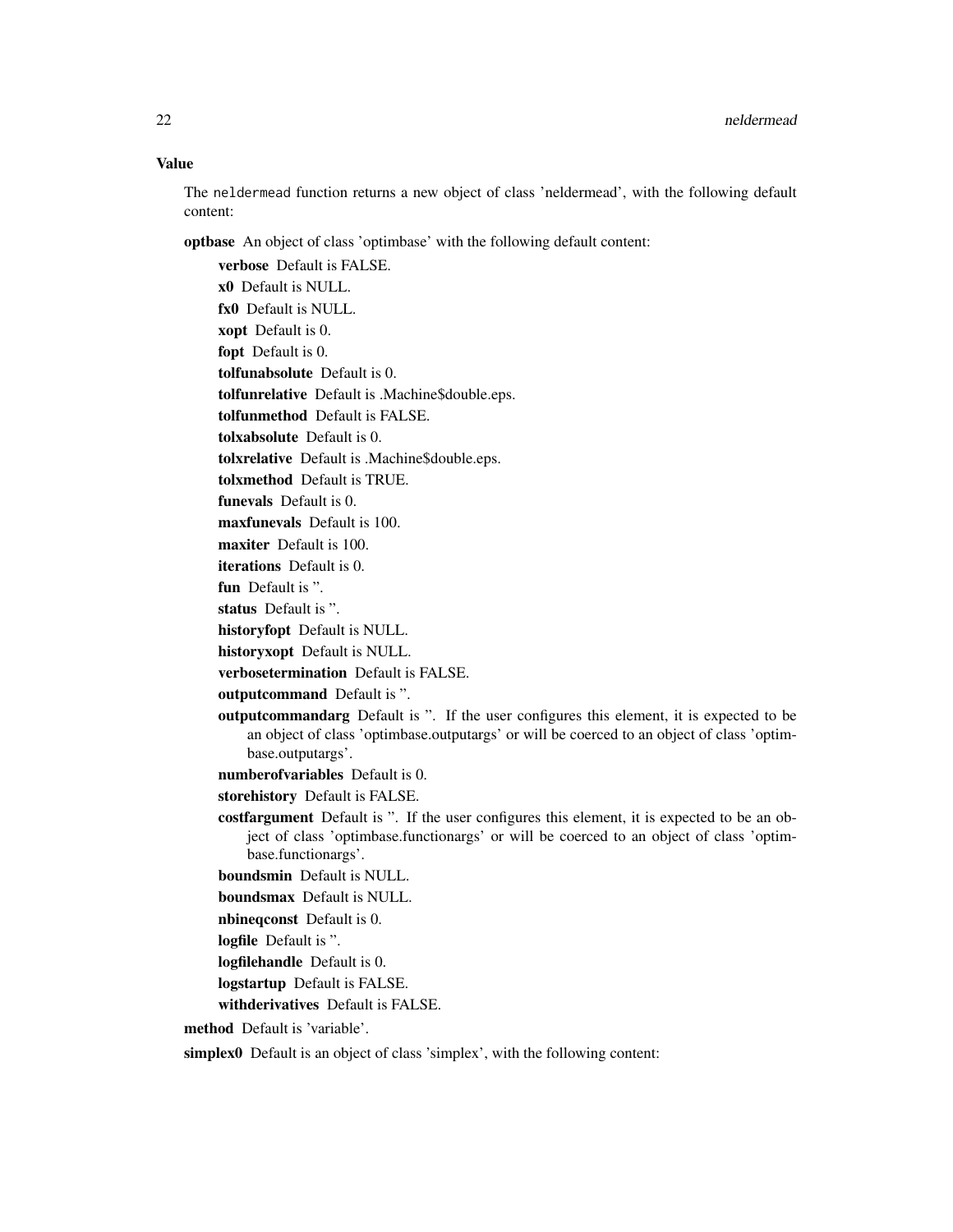### Value

The neldermead function returns a new object of class 'neldermead', with the following default content:

**optbase** An object of class 'optimbase' with the following default content:

- **verbose** Default is FALSE.
- **x0** Default is NULL.
- **fx0** Default is NULL.
- **xopt** Default is 0.
- **fopt** Default is 0.
- **tolfunabsolute** Default is 0.
- **tolfunrelative** Default is .Machine$double.eps.
- **tolfunmethod** Default is FALSE.
- **tolxabsolute** Default is 0.
- **tolxrelative** Default is .Machine$double.eps.
- **tolxmethod** Default is TRUE.
- **funevals** Default is 0.
- **maxfunevals** Default is 100.
- **maxiter** Default is 100.
- **iterations** Default is 0.
- **fun** Default is ''.
- **status** Default is ''.
- **historyfopt** Default is NULL.
- **historyxopt** Default is NULL.
- **verbosetermination** Default is FALSE.
- **outputcommand** Default is ''.
- **outputcommandarg** Default is ''. If the user configures this element, it is expected to be an object of class 'optimbase.outputargs' or will be coerced to an object of class 'optimbase.outputargs'.
- **numberofvariables** Default is 0.
- **storehistory** Default is FALSE.
- **costfargument** Default is ''. If the user configures this element, it is expected to be an object of class 'optimbase.functionargs' or will be coerced to an object of class 'optimbase.functionargs'.
- **boundsmin** Default is NULL.
- **boundsmax** Default is NULL.
- **nbineqconst** Default is 0.
- **logfile** Default is ''.
- **logfilehandle** Default is 0.
- **logstartup** Default is FALSE.
- **withderivatives** Default is FALSE.

**method** Default is 'variable'.

**simplex0** Default is an object of class 'simplex', with the following content: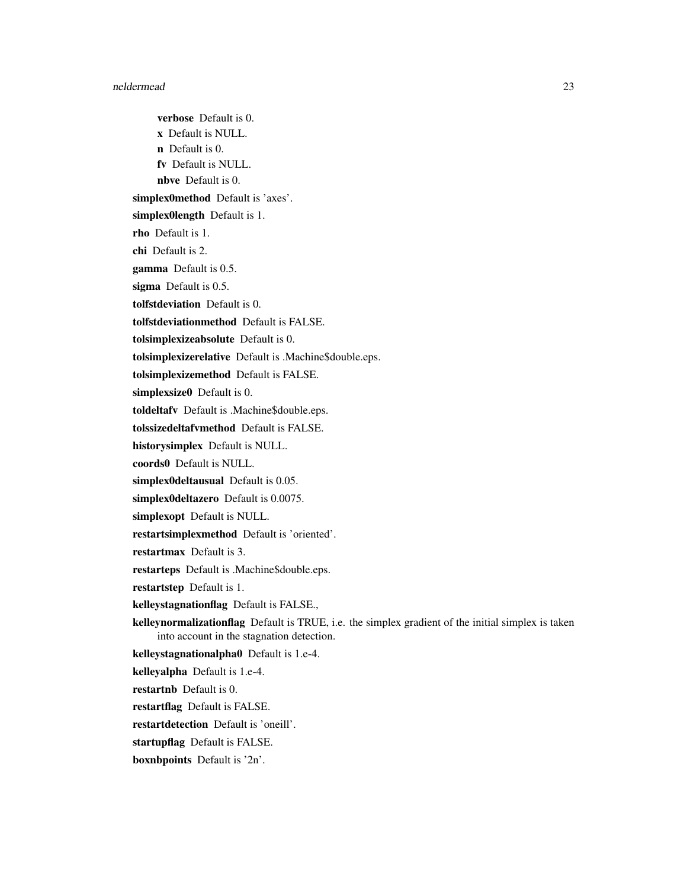- **verbose** Default is 0.
- **x** Default is NULL.
- **n** Default is 0.
- **fv** Default is NULL.
- **nbve** Default is 0.

**simplex0method** Default is 'axes'.

**simplex0length** Default is 1.

**rho** Default is 1.

**chi** Default is 2.

**gamma** Default is 0.5.

**sigma** Default is 0.5.

**tolfstdeviation** Default is 0.

**tolfstdeviationmethod** Default is FALSE.

**tolsimplexizeabsolute** Default is 0.

**tolsimplexizerelative** Default is .Machine$double.eps.

**tolsimplexizemethod** Default is FALSE.

**simplexsize0** Default is 0.

**toldeltafv** Default is .Machine$double.eps.

**tolssizedeltafvmethod** Default is FALSE.

**historysimplex** Default is NULL.

**coords0** Default is NULL.

**simplex0deltausual** Default is 0.05.

**simplex0deltazero** Default is 0.0075.

**simplexopt** Default is NULL.

**restartsimplexmethod** Default is 'oriented'.

**restartmax** Default is 3.

**restarteps** Default is .Machine$double.eps.

**restartstep** Default is 1.

**kelleystagnationflag** Default is FALSE.,

**kelleynormalizationflag** Default is TRUE, i.e. the simplex gradient of the initial simplex is taken into account in the stagnation detection.

**kelleystagnationalpha0** Default is 1.e-4.

**kelleyalpha** Default is 1.e-4.

**restartnb** Default is 0.

**restartflag** Default is FALSE.

**restartdetection** Default is 'oneill'.

**startupflag** Default is FALSE.

**boxnbpoints** Default is '2n'.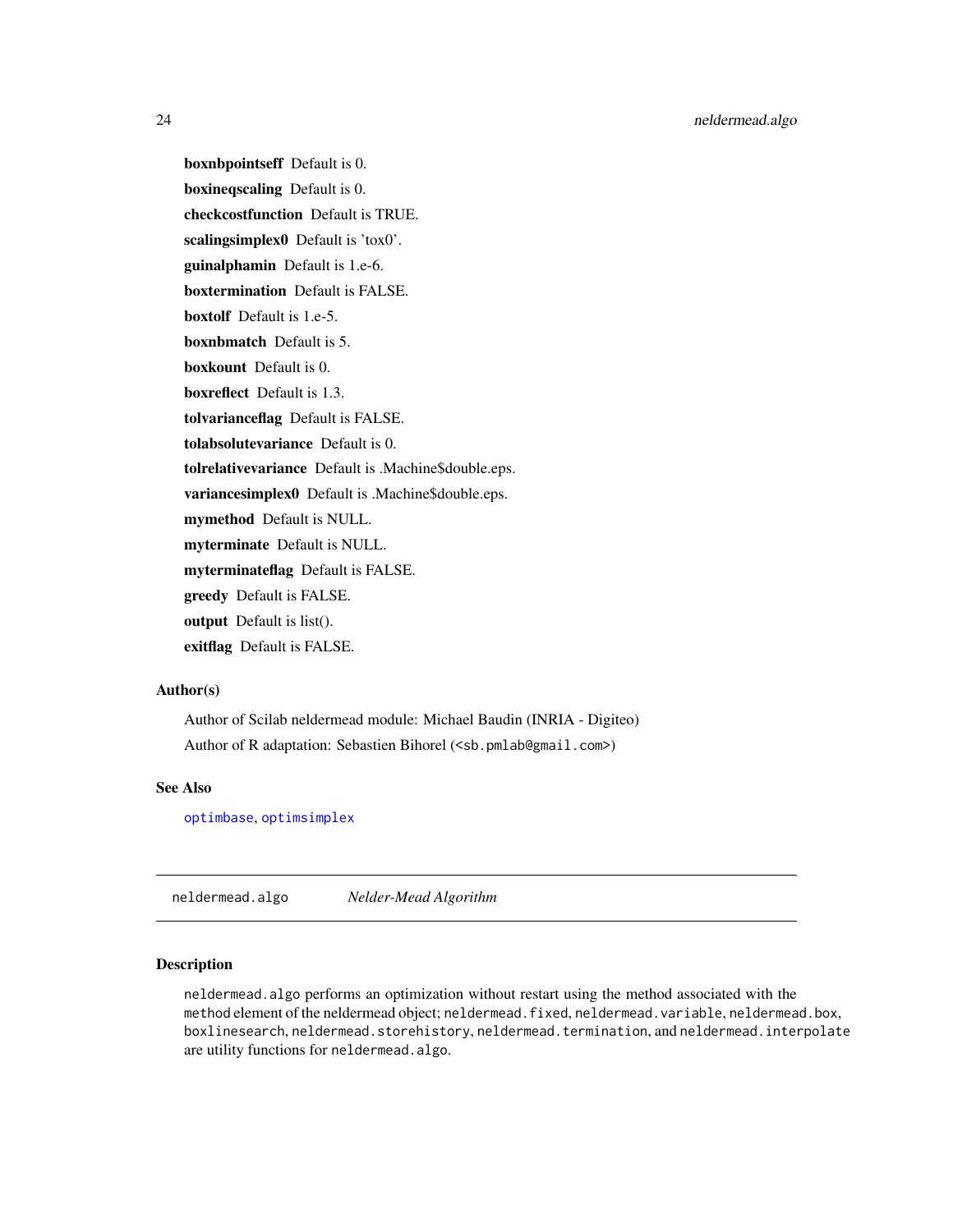**boxnbpointseff** Default is 0.

**boxineqscaling** Default is 0.

**checkcostfunction** Default is TRUE.

**scalingsimplex0** Default is 'tox0'.

**guinalphamin** Default is 1.e-6.

**boxtermination** Default is FALSE.

**boxtolf** Default is 1.e-5.

**boxnbmatch** Default is 5.

**boxkount** Default is 0.

**boxreflect** Default is 1.3.

**tolvarianceflag** Default is FALSE.

**tolabsolutevariance** Default is 0.

**tolrelativevariance** Default is .Machine$double.eps.

**variancesimplex0** Default is .Machine$double.eps.

**mymethod** Default is NULL.

**myterminate** Default is NULL.

**myterminateflag** Default is FALSE.

**greedy** Default is FALSE.

**output** Default is list().

**exitflag** Default is FALSE.

## Author(s)

Author of Scilab neldermead module: Michael Baudin (INRIA - Digiteo)

Author of R adaptation: Sebastien Bihorel (<sb.pmlab@gmail.com>)

## See Also

`optimbase`, `optimsimplex`

---

# neldermead.algo *Nelder-Mead Algorithm*

## Description

`neldermead.algo` performs an optimization without restart using the method associated with the `method` element of the neldermead object; `neldermead.fixed`, `neldermead.variable`, `neldermead.box`, `boxlinesearch`, `neldermead.storehistory`, `neldermead.termination`, and `neldermead.interpolate` are utility functions for `neldermead.algo`.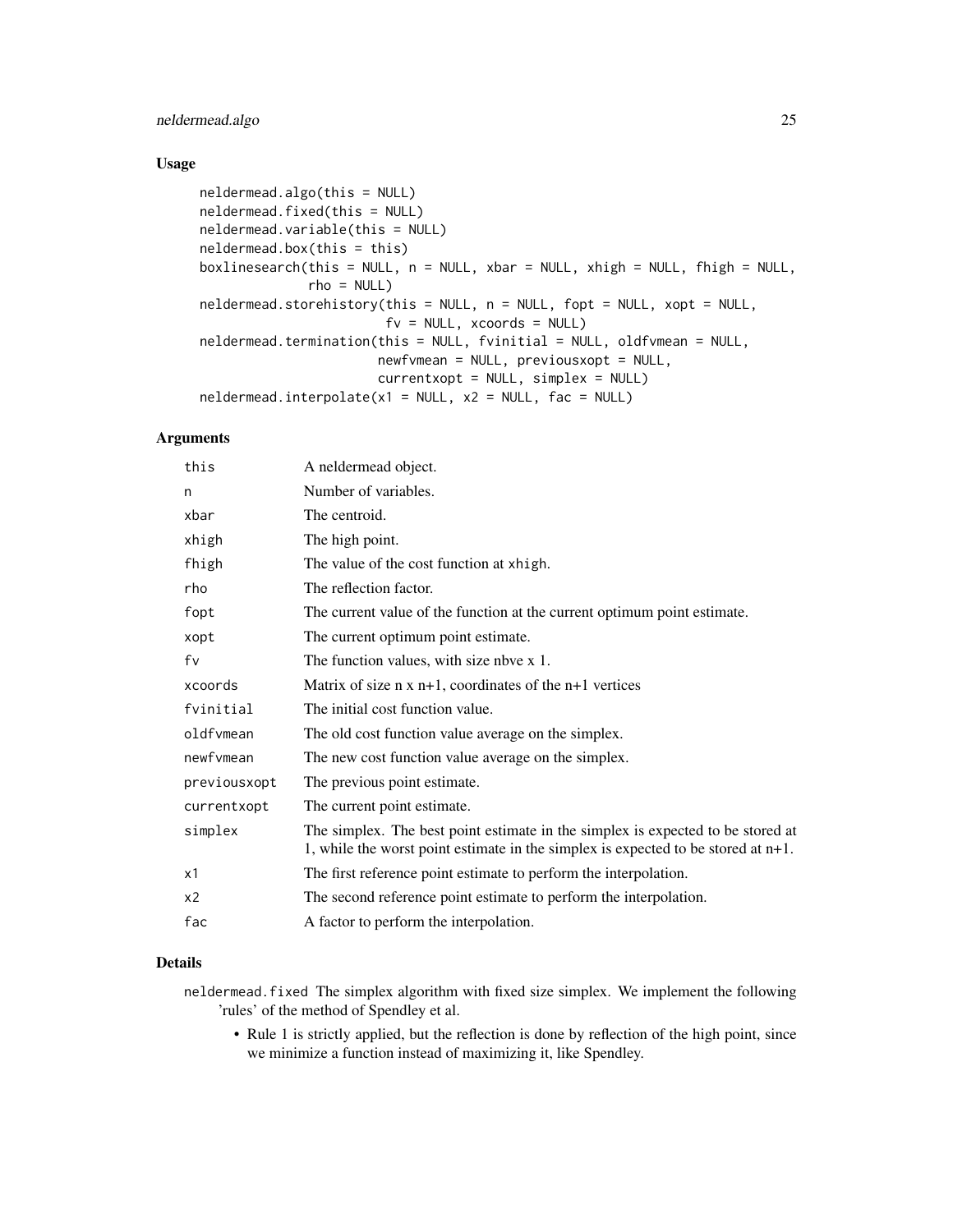## Usage

```
neldermead.algo(this = NULL)
neldermead.fixed(this = NULL)
neldermead.variable(this = NULL)
neldermead.box(this = this)
boxlinesearch(this = NULL, n = NULL, xbar = NULL, xhigh = NULL, fhigh = NULL,
              rho = NULL)
neldermead.storehistory(this = NULL, n = NULL, fopt = NULL, xopt = NULL,
                        fv = NULL, xcoords = NULL)
neldermead.termination(this = NULL, fvinitial = NULL, oldfvmean = NULL,
                       newfvmean = NULL, previousxopt = NULL,
                       currentxopt = NULL, simplex = NULL)
neldermead.interpolate(x1 = NULL, x2 = NULL, fac = NULL)
```

## Arguments

| | |
|---|---|
| `this` | A neldermead object. |
| `n` | Number of variables. |
| `xbar` | The centroid. |
| `xhigh` | The high point. |
| `fhigh` | The value of the cost function at `xhigh`. |
| `rho` | The reflection factor. |
| `fopt` | The current value of the function at the current optimum point estimate. |
| `xopt` | The current optimum point estimate. |
| `fv` | The function values, with size nbve x 1. |
| `xcoords` | Matrix of size n x n+1, coordinates of the n+1 vertices |
| `fvinitial` | The initial cost function value. |
| `oldfvmean` | The old cost function value average on the simplex. |
| `newfvmean` | The new cost function value average on the simplex. |
| `previousxopt` | The previous point estimate. |
| `currentxopt` | The current point estimate. |
| `simplex` | The simplex. The best point estimate in the simplex is expected to be stored at 1, while the worst point estimate in the simplex is expected to be stored at n+1. |
| `x1` | The first reference point estimate to perform the interpolation. |
| `x2` | The second reference point estimate to perform the interpolation. |
| `fac` | A factor to perform the interpolation. |

## Details

`neldermead.fixed` The simplex algorithm with fixed size simplex. We implement the following 'rules' of the method of Spendley et al.

- Rule 1 is strictly applied, but the reflection is done by reflection of the high point, since we minimize a function instead of maximizing it, like Spendley.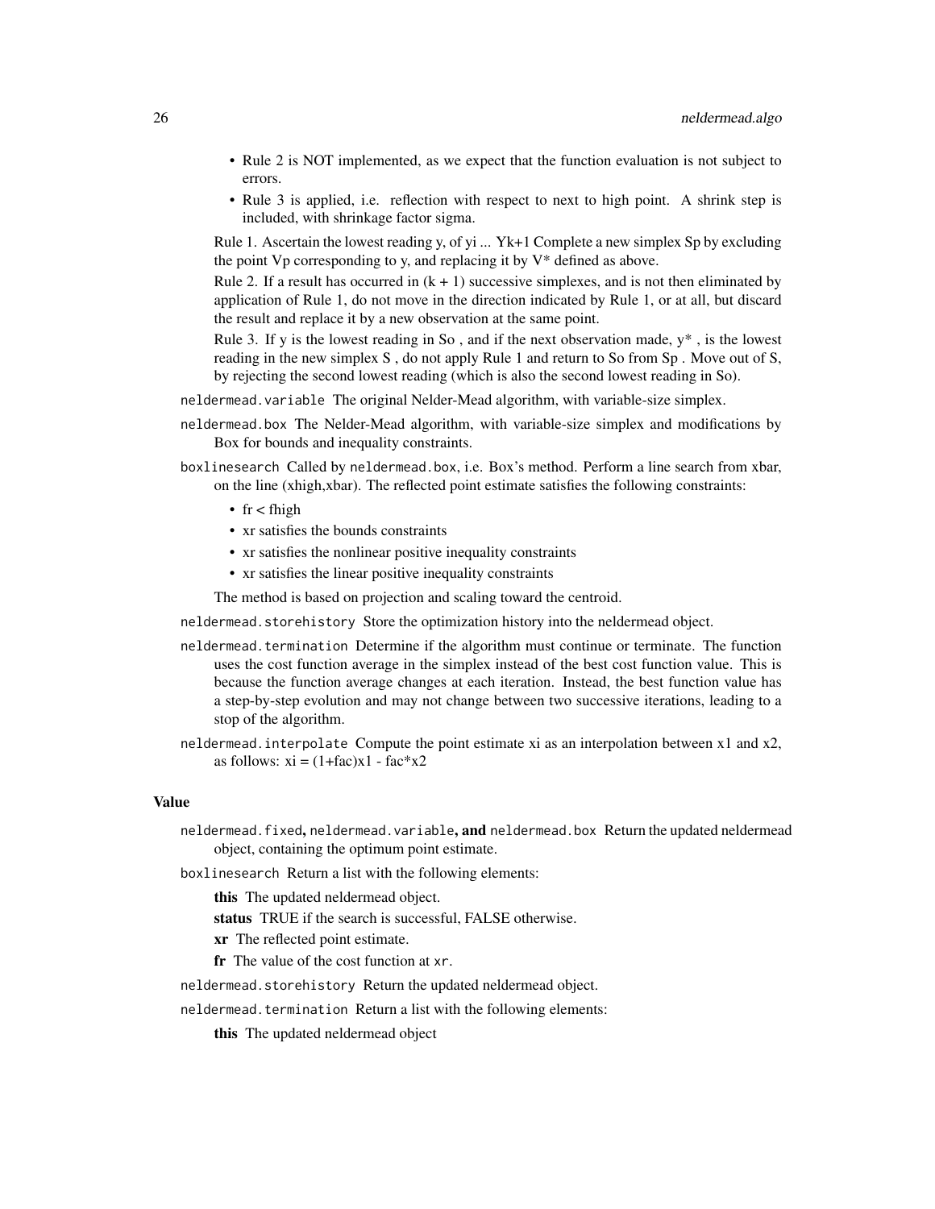- Rule 2 is NOT implemented, as we expect that the function evaluation is not subject to errors.
- Rule 3 is applied, i.e. reflection with respect to next to high point. A shrink step is included, with shrinkage factor sigma.

Rule 1. Ascertain the lowest reading y, of yi ... Yk+1 Complete a new simplex Sp by excluding the point Vp corresponding to y, and replacing it by V* defined as above.

Rule 2. If a result has occurred in (k + 1) successive simplexes, and is not then eliminated by application of Rule 1, do not move in the direction indicated by Rule 1, or at all, but discard the result and replace it by a new observation at the same point.

Rule 3. If y is the lowest reading in So , and if the next observation made, y* , is the lowest reading in the new simplex S , do not apply Rule 1 and return to So from Sp . Move out of S, by rejecting the second lowest reading (which is also the second lowest reading in So).

`neldermead.variable` The original Nelder-Mead algorithm, with variable-size simplex.

`neldermead.box` The Nelder-Mead algorithm, with variable-size simplex and modifications by Box for bounds and inequality constraints.

`boxlinesearch` Called by `neldermead.box`, i.e. Box's method. Perform a line search from xbar, on the line (xhigh,xbar). The reflected point estimate satisfies the following constraints:

- fr < fhigh
- xr satisfies the bounds constraints
- xr satisfies the nonlinear positive inequality constraints
- xr satisfies the linear positive inequality constraints

The method is based on projection and scaling toward the centroid.

`neldermead.storehistory` Store the optimization history into the neldermead object.

`neldermead.termination` Determine if the algorithm must continue or terminate. The function uses the cost function average in the simplex instead of the best cost function value. This is because the function average changes at each iteration. Instead, the best function value has a step-by-step evolution and may not change between two successive iterations, leading to a stop of the algorithm.

`neldermead.interpolate` Compute the point estimate xi as an interpolation between x1 and x2, as follows: xi = (1+fac)x1 - fac*x2

### Value

`neldermead.fixed`, `neldermead.variable`, **and** `neldermead.box` Return the updated neldermead object, containing the optimum point estimate.

`boxlinesearch` Return a list with the following elements:

**this** The updated neldermead object.

**status** TRUE if the search is successful, FALSE otherwise.

**xr** The reflected point estimate.

**fr** The value of the cost function at `xr`.

`neldermead.storehistory` Return the updated neldermead object.

`neldermead.termination` Return a list with the following elements:

**this** The updated neldermead object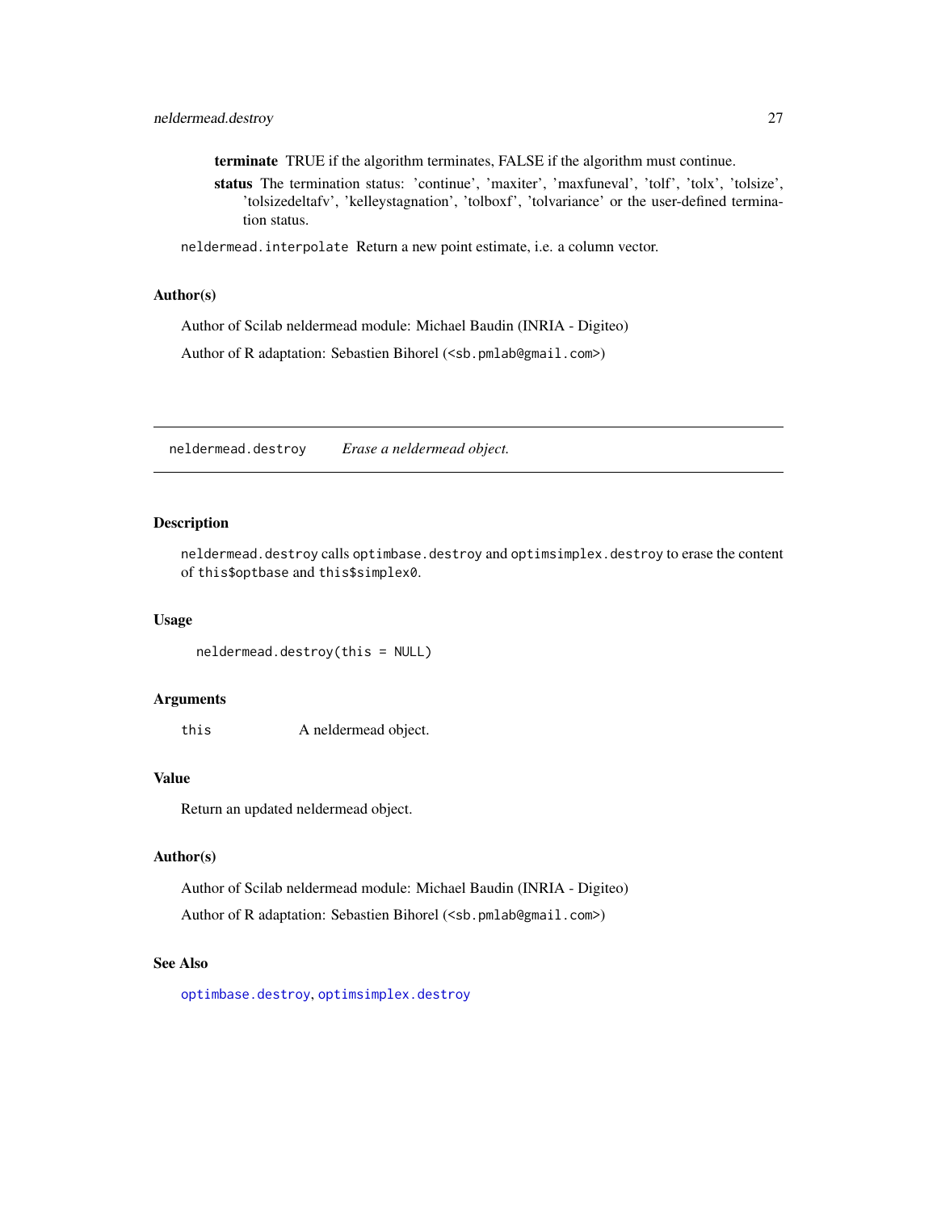**terminate** TRUE if the algorithm terminates, FALSE if the algorithm must continue.

**status** The termination status: 'continue', 'maxiter', 'maxfuneval', 'tolf', 'tolx', 'tolsize', 'tolsizedeltafv', 'kelleystagnation', 'tolboxf', 'tolvariance' or the user-defined termination status.

`neldermead.interpolate` Return a new point estimate, i.e. a column vector.

### Author(s)

Author of Scilab neldermead module: Michael Baudin (INRIA - Digiteo)

Author of R adaptation: Sebastien Bihorel (`<sb.pmlab@gmail.com>`)

---

## neldermead.destroy *Erase a neldermead object.*

---

### Description

`neldermead.destroy` calls `optimbase.destroy` and `optimsimplex.destroy` to erase the content of `this$optbase` and `this$simplex0`.

### Usage

```
neldermead.destroy(this = NULL)
```

### Arguments

| | |
|---|---|
| `this` | A neldermead object. |

### Value

Return an updated neldermead object.

### Author(s)

Author of Scilab neldermead module: Michael Baudin (INRIA - Digiteo)

Author of R adaptation: Sebastien Bihorel (`<sb.pmlab@gmail.com>`)

### See Also

`optimbase.destroy`, `optimsimplex.destroy`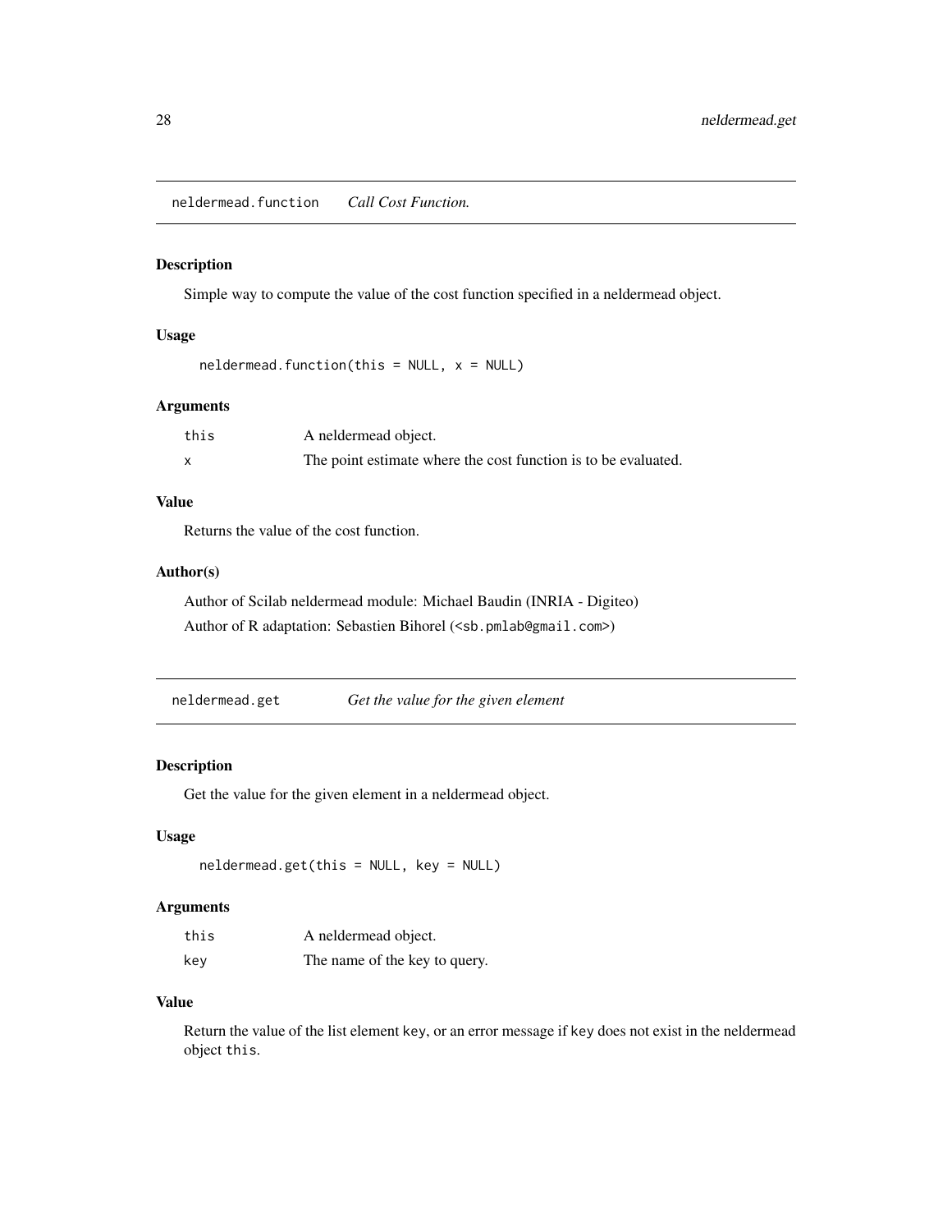## neldermead.function *Call Cost Function.*

### Description

Simple way to compute the value of the cost function specified in a neldermead object.

### Usage

```
neldermead.function(this = NULL, x = NULL)
```

### Arguments

| | |
|---|---|
| this | A neldermead object. |
| x | The point estimate where the cost function is to be evaluated. |

### Value

Returns the value of the cost function.

### Author(s)

Author of Scilab neldermead module: Michael Baudin (INRIA - Digiteo)

Author of R adaptation: Sebastien Bihorel (<sb.pmlab@gmail.com>)

## neldermead.get *Get the value for the given element*

### Description

Get the value for the given element in a neldermead object.

### Usage

```
neldermead.get(this = NULL, key = NULL)
```

### Arguments

| | |
|---|---|
| this | A neldermead object. |
| key | The name of the key to query. |

### Value

Return the value of the list element `key`, or an error message if `key` does not exist in the neldermead object `this`.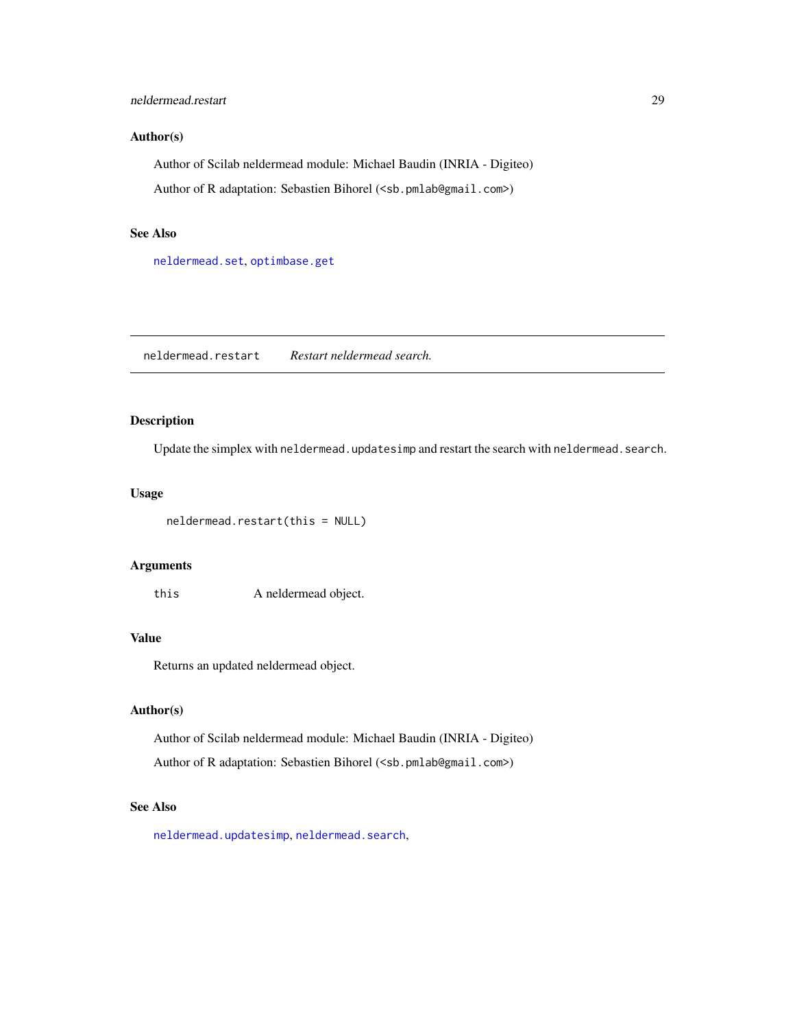### Author(s)

Author of Scilab neldermead module: Michael Baudin (INRIA - Digiteo)

Author of R adaptation: Sebastien Bihorel (<sb.pmlab@gmail.com>)

### See Also

neldermead.set, optimbase.get

---

## neldermead.restart    *Restart neldermead search.*

---

### Description

Update the simplex with `neldermead.updatesimp` and restart the search with `neldermead.search`.

### Usage

```
neldermead.restart(this = NULL)
```

### Arguments

| | |
|---|---|
| this | A neldermead object. |

### Value

Returns an updated neldermead object.

### Author(s)

Author of Scilab neldermead module: Michael Baudin (INRIA - Digiteo)

Author of R adaptation: Sebastien Bihorel (<sb.pmlab@gmail.com>)

### See Also

neldermead.updatesimp, neldermead.search,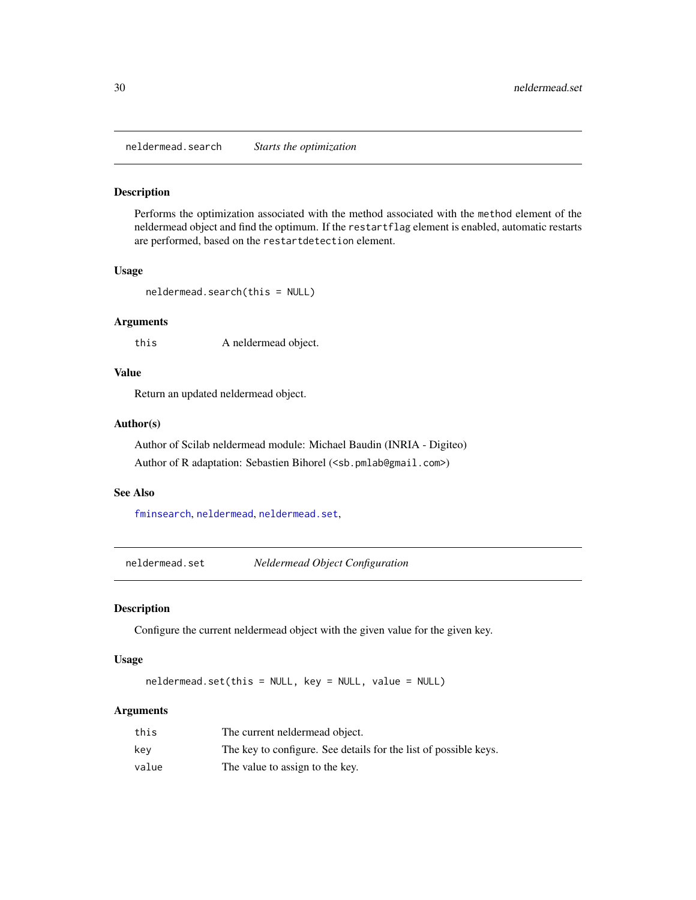## neldermead.search *Starts the optimization*

### Description

Performs the optimization associated with the method associated with the `method` element of the neldermead object and find the optimum. If the `restartflag` element is enabled, automatic restarts are performed, based on the `restartdetection` element.

### Usage

```
neldermead.search(this = NULL)
```

### Arguments

| | |
|---|---|
| `this` | A neldermead object. |

### Value

Return an updated neldermead object.

### Author(s)

Author of Scilab neldermead module: Michael Baudin (INRIA - Digiteo)

Author of R adaptation: Sebastien Bihorel (<sb.pmlab@gmail.com>)

### See Also

`fminsearch`, `neldermead`, `neldermead.set`,

## neldermead.set *Neldermead Object Configuration*

### Description

Configure the current neldermead object with the given value for the given key.

### Usage

```
neldermead.set(this = NULL, key = NULL, value = NULL)
```

### Arguments

| | |
|---|---|
| `this` | The current neldermead object. |
| `key` | The key to configure. See details for the list of possible keys. |
| `value` | The value to assign to the key. |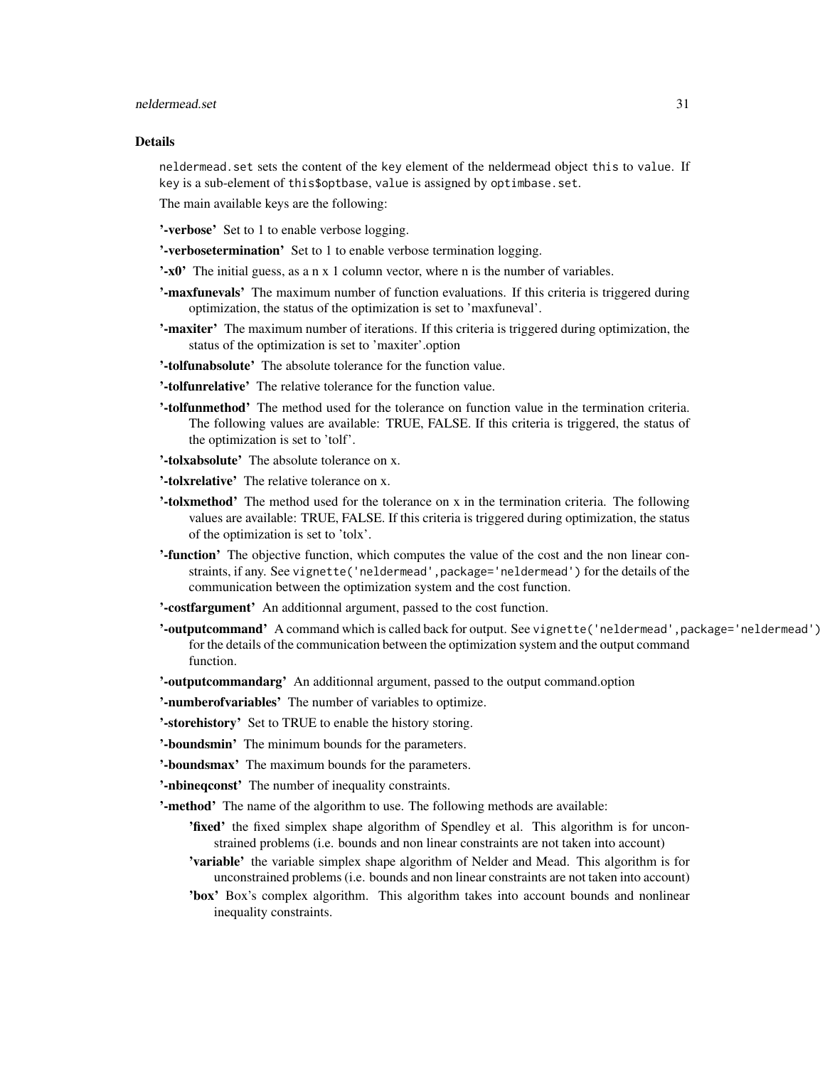### Details

`neldermead.set` sets the content of the `key` element of the neldermead object `this` to `value`. If `key` is a sub-element of `this$optbase`, `value` is assigned by `optimbase.set`.

The main available keys are the following:

**'-verbose'** Set to 1 to enable verbose logging.

**'-verbosetermination'** Set to 1 to enable verbose termination logging.

**'-x0'** The initial guess, as a n x 1 column vector, where n is the number of variables.

**'-maxfunevals'** The maximum number of function evaluations. If this criteria is triggered during optimization, the status of the optimization is set to 'maxfuneval'.

**'-maxiter'** The maximum number of iterations. If this criteria is triggered during optimization, the status of the optimization is set to 'maxiter'.option

**'-tolfunabsolute'** The absolute tolerance for the function value.

**'-tolfunrelative'** The relative tolerance for the function value.

**'-tolfunmethod'** The method used for the tolerance on function value in the termination criteria. The following values are available: TRUE, FALSE. If this criteria is triggered, the status of the optimization is set to 'tolf'.

**'-tolxabsolute'** The absolute tolerance on x.

**'-tolxrelative'** The relative tolerance on x.

**'-tolxmethod'** The method used for the tolerance on x in the termination criteria. The following values are available: TRUE, FALSE. If this criteria is triggered during optimization, the status of the optimization is set to 'tolx'.

**'-function'** The objective function, which computes the value of the cost and the non linear constraints, if any. See `vignette('neldermead',package='neldermead')` for the details of the communication between the optimization system and the cost function.

**'-costfargument'** An additionnal argument, passed to the cost function.

**'-outputcommand'** A command which is called back for output. See `vignette('neldermead',package='neldermead')` for the details of the communication between the optimization system and the output command function.

**'-outputcommandarg'** An additionnal argument, passed to the output command.option

**'-numberofvariables'** The number of variables to optimize.

**'-storehistory'** Set to TRUE to enable the history storing.

**'-boundsmin'** The minimum bounds for the parameters.

**'-boundsmax'** The maximum bounds for the parameters.

**'-nbineqconst'** The number of inequality constraints.

**'-method'** The name of the algorithm to use. The following methods are available:

- **'fixed'** the fixed simplex shape algorithm of Spendley et al. This algorithm is for unconstrained problems (i.e. bounds and non linear constraints are not taken into account)
- **'variable'** the variable simplex shape algorithm of Nelder and Mead. This algorithm is for unconstrained problems (i.e. bounds and non linear constraints are not taken into account)
- **'box'** Box's complex algorithm. This algorithm takes into account bounds and nonlinear inequality constraints.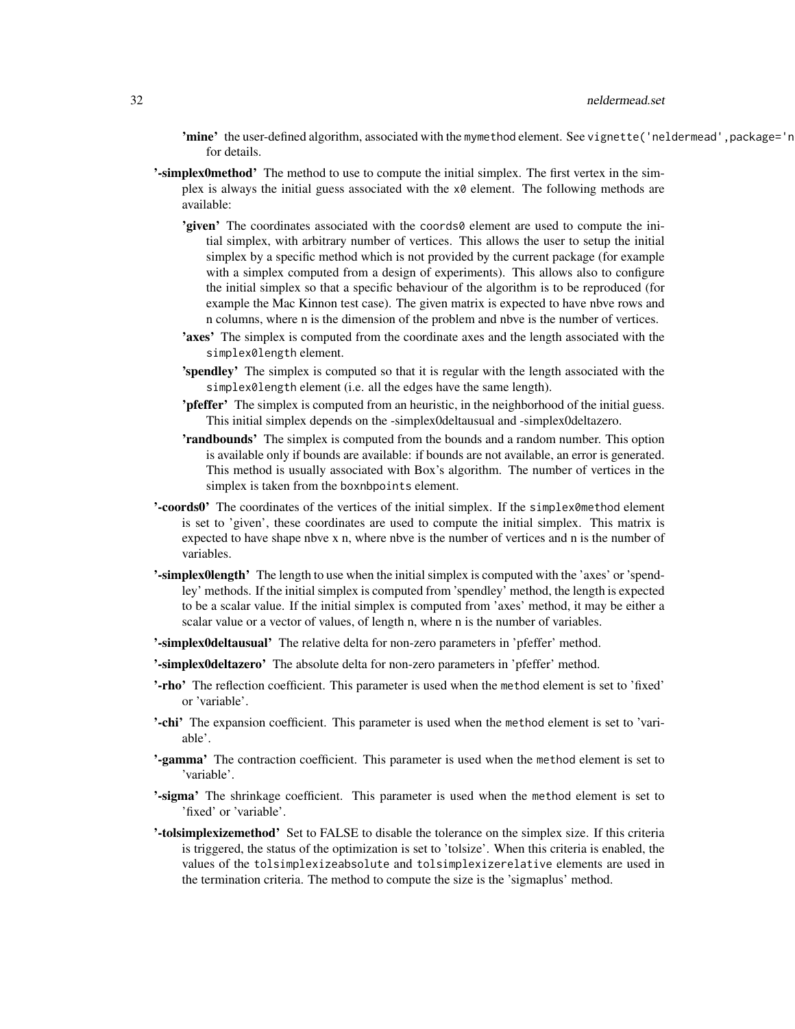- **'mine'** the user-defined algorithm, associated with the `mymethod` element. See `vignette('neldermead',package='n` for details.

**'-simplex0method'** The method to use to compute the initial simplex. The first vertex in the simplex is always the initial guess associated with the `x0` element. The following methods are available:

- **'given'** The coordinates associated with the `coords0` element are used to compute the initial simplex, with arbitrary number of vertices. This allows the user to setup the initial simplex by a specific method which is not provided by the current package (for example with a simplex computed from a design of experiments). This allows also to configure the initial simplex so that a specific behaviour of the algorithm is to be reproduced (for example the Mac Kinnon test case). The given matrix is expected to have nbve rows and n columns, where n is the dimension of the problem and nbve is the number of vertices.
- **'axes'** The simplex is computed from the coordinate axes and the length associated with the `simplex0length` element.
- **'spendley'** The simplex is computed so that it is regular with the length associated with the `simplex0length` element (i.e. all the edges have the same length).
- **'pfeffer'** The simplex is computed from an heuristic, in the neighborhood of the initial guess. This initial simplex depends on the -simplex0deltausual and -simplex0deltazero.
- **'randbounds'** The simplex is computed from the bounds and a random number. This option is available only if bounds are available: if bounds are not available, an error is generated. This method is usually associated with Box's algorithm. The number of vertices in the simplex is taken from the `boxnbpoints` element.

**'-coords0'** The coordinates of the vertices of the initial simplex. If the `simplex0method` element is set to 'given', these coordinates are used to compute the initial simplex. This matrix is expected to have shape nbve x n, where nbve is the number of vertices and n is the number of variables.

**'-simplex0length'** The length to use when the initial simplex is computed with the 'axes' or 'spendley' methods. If the initial simplex is computed from 'spendley' method, the length is expected to be a scalar value. If the initial simplex is computed from 'axes' method, it may be either a scalar value or a vector of values, of length n, where n is the number of variables.

**'-simplex0deltausual'** The relative delta for non-zero parameters in 'pfeffer' method.

**'-simplex0deltazero'** The absolute delta for non-zero parameters in 'pfeffer' method.

**'-rho'** The reflection coefficient. This parameter is used when the `method` element is set to 'fixed' or 'variable'.

**'-chi'** The expansion coefficient. This parameter is used when the `method` element is set to 'variable'.

**'-gamma'** The contraction coefficient. This parameter is used when the `method` element is set to 'variable'.

**'-sigma'** The shrinkage coefficient. This parameter is used when the `method` element is set to 'fixed' or 'variable'.

**'-tolsimplexizemethod'** Set to FALSE to disable the tolerance on the simplex size. If this criteria is triggered, the status of the optimization is set to 'tolsize'. When this criteria is enabled, the values of the `tolsimplexizeabsolute` and `tolsimplexizerelative` elements are used in the termination criteria. The method to compute the size is the 'sigmaplus' method.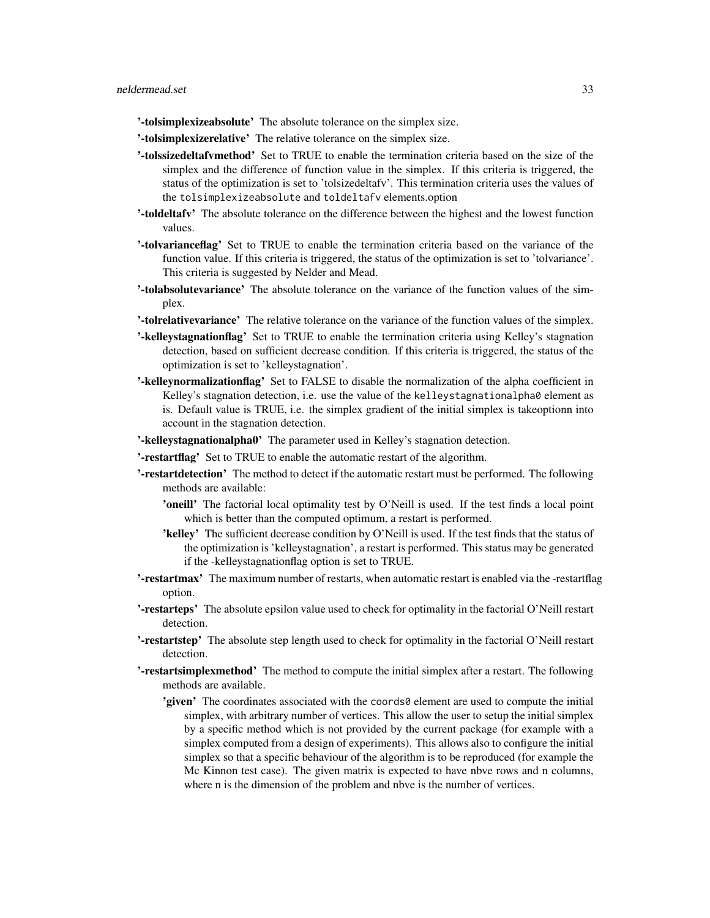**'-tolsimplexizeabsolute'** The absolute tolerance on the simplex size.

**'-tolsimplexizerelative'** The relative tolerance on the simplex size.

**'-tolssizedeltafvmethod'** Set to TRUE to enable the termination criteria based on the size of the simplex and the difference of function value in the simplex. If this criteria is triggered, the status of the optimization is set to 'tolsizedeltafv'. This termination criteria uses the values of the `tolsimplexizeabsolute` and `toldeltafv` elements.option

**'-toldeltafv'** The absolute tolerance on the difference between the highest and the lowest function values.

**'-tolvarianceflag'** Set to TRUE to enable the termination criteria based on the variance of the function value. If this criteria is triggered, the status of the optimization is set to 'tolvariance'. This criteria is suggested by Nelder and Mead.

**'-tolabsolutevariance'** The absolute tolerance on the variance of the function values of the simplex.

**'-tolrelativevariance'** The relative tolerance on the variance of the function values of the simplex.

**'-kelleystagnationflag'** Set to TRUE to enable the termination criteria using Kelley's stagnation detection, based on sufficient decrease condition. If this criteria is triggered, the status of the optimization is set to 'kelleystagnation'.

**'-kelleynormalizationflag'** Set to FALSE to disable the normalization of the alpha coefficient in Kelley's stagnation detection, i.e. use the value of the `kelleystagnationalpha0` element as is. Default value is TRUE, i.e. the simplex gradient of the initial simplex is takeoptionn into account in the stagnation detection.

**'-kelleystagnationalpha0'** The parameter used in Kelley's stagnation detection.

**'-restartflag'** Set to TRUE to enable the automatic restart of the algorithm.

**'-restartdetection'** The method to detect if the automatic restart must be performed. The following methods are available:

- **'oneill'** The factorial local optimality test by O'Neill is used. If the test finds a local point which is better than the computed optimum, a restart is performed.
- **'kelley'** The sufficient decrease condition by O'Neill is used. If the test finds that the status of the optimization is 'kelleystagnation', a restart is performed. This status may be generated if the -kelleystagnationflag option is set to TRUE.

**'-restartmax'** The maximum number of restarts, when automatic restart is enabled via the -restartflag option.

**'-restarteps'** The absolute epsilon value used to check for optimality in the factorial O'Neill restart detection.

**'-restartstep'** The absolute step length used to check for optimality in the factorial O'Neill restart detection.

**'-restartsimplexmethod'** The method to compute the initial simplex after a restart. The following methods are available.

- **'given'** The coordinates associated with the `coords0` element are used to compute the initial simplex, with arbitrary number of vertices. This allow the user to setup the initial simplex by a specific method which is not provided by the current package (for example with a simplex computed from a design of experiments). This allows also to configure the initial simplex so that a specific behaviour of the algorithm is to be reproduced (for example the Mc Kinnon test case). The given matrix is expected to have nbve rows and n columns, where n is the dimension of the problem and nbve is the number of vertices.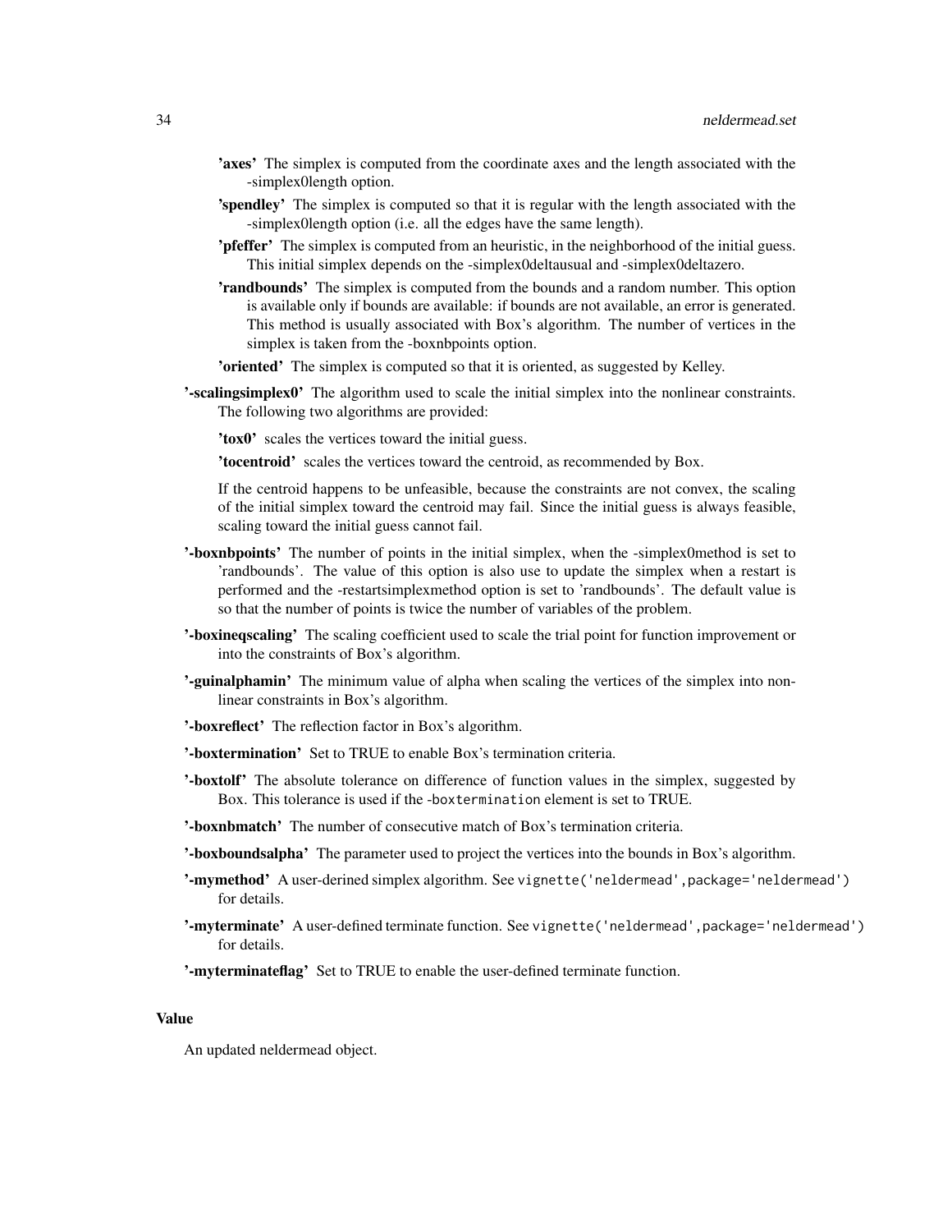- **'axes'** The simplex is computed from the coordinate axes and the length associated with the -simplex0length option.
- **'spendley'** The simplex is computed so that it is regular with the length associated with the -simplex0length option (i.e. all the edges have the same length).
- **'pfeffer'** The simplex is computed from an heuristic, in the neighborhood of the initial guess. This initial simplex depends on the -simplex0deltausual and -simplex0deltazero.
- **'randbounds'** The simplex is computed from the bounds and a random number. This option is available only if bounds are available: if bounds are not available, an error is generated. This method is usually associated with Box's algorithm. The number of vertices in the simplex is taken from the -boxnbpoints option.
- **'oriented'** The simplex is computed so that it is oriented, as suggested by Kelley.

**'-scalingsimplex0'** The algorithm used to scale the initial simplex into the nonlinear constraints. The following two algorithms are provided:

- **'tox0'** scales the vertices toward the initial guess.
- **'tocentroid'** scales the vertices toward the centroid, as recommended by Box.

If the centroid happens to be unfeasible, because the constraints are not convex, the scaling of the initial simplex toward the centroid may fail. Since the initial guess is always feasible, scaling toward the initial guess cannot fail.

**'-boxnbpoints'** The number of points in the initial simplex, when the -simplex0method is set to 'randbounds'. The value of this option is also use to update the simplex when a restart is performed and the -restartsimplexmethod option is set to 'randbounds'. The default value is so that the number of points is twice the number of variables of the problem.

**'-boxineqscaling'** The scaling coefficient used to scale the trial point for function improvement or into the constraints of Box's algorithm.

**'-guinalphamin'** The minimum value of alpha when scaling the vertices of the simplex into nonlinear constraints in Box's algorithm.

**'-boxreflect'** The reflection factor in Box's algorithm.

**'-boxtermination'** Set to TRUE to enable Box's termination criteria.

**'-boxtolf'** The absolute tolerance on difference of function values in the simplex, suggested by Box. This tolerance is used if the `-boxtermination` element is set to TRUE.

**'-boxnbmatch'** The number of consecutive match of Box's termination criteria.

**'-boxboundsalpha'** The parameter used to project the vertices into the bounds in Box's algorithm.

**'-mymethod'** A user-derined simplex algorithm. See `vignette('neldermead',package='neldermead')` for details.

**'-myterminate'** A user-defined terminate function. See `vignette('neldermead',package='neldermead')` for details.

**'-myterminateflag'** Set to TRUE to enable the user-defined terminate function.

### Value

An updated neldermead object.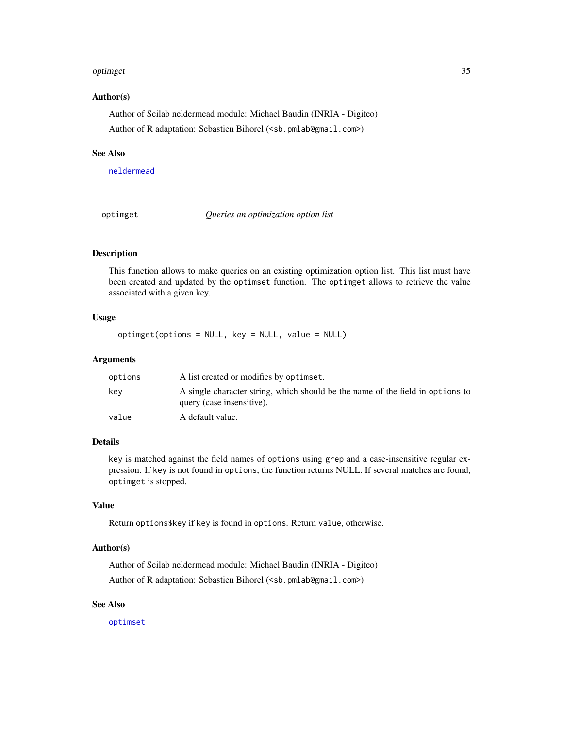### Author(s)

Author of Scilab neldermead module: Michael Baudin (INRIA - Digiteo)

Author of R adaptation: Sebastien Bihorel (<sb.pmlab@gmail.com>)

### See Also

neldermead

---

## optimget — *Queries an optimization option list*

---

### Description

This function allows to make queries on an existing optimization option list. This list must have been created and updated by the `optimset` function. The `optimget` allows to retrieve the value associated with a given key.

### Usage

```
optimget(options = NULL, key = NULL, value = NULL)
```

### Arguments

| | |
|---|---|
| `options` | A list created or modifies by `optimset`. |
| `key` | A single character string, which should be the name of the field in `options` to query (case insensitive). |
| `value` | A default value. |

### Details

`key` is matched against the field names of `options` using `grep` and a case-insensitive regular expression. If `key` is not found in `options`, the function returns NULL. If several matches are found, `optimget` is stopped.

### Value

Return `options$key` if `key` is found in `options`. Return `value`, otherwise.

### Author(s)

Author of Scilab neldermead module: Michael Baudin (INRIA - Digiteo)

Author of R adaptation: Sebastien Bihorel (<sb.pmlab@gmail.com>)

### See Also

optimset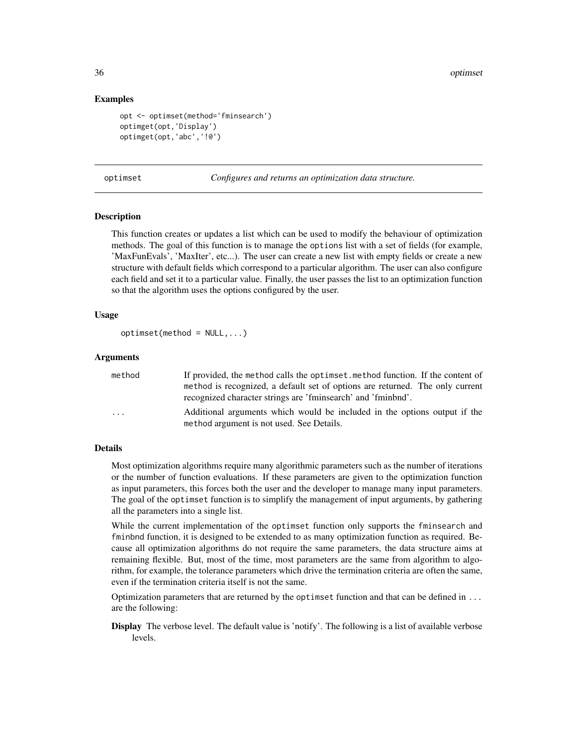### Examples

```
opt <- optimset(method='fminsearch')
optimget(opt,'Display')
optimget(opt,'abc','!@')
```

## optimset *Configures and returns an optimization data structure.*

### Description

This function creates or updates a list which can be used to modify the behaviour of optimization methods. The goal of this function is to manage the `options` list with a set of fields (for example, 'MaxFunEvals', 'MaxIter', etc...). The user can create a new list with empty fields or create a new structure with default fields which correspond to a particular algorithm. The user can also configure each field and set it to a particular value. Finally, the user passes the list to an optimization function so that the algorithm uses the options configured by the user.

### Usage

```
optimset(method = NULL,...)
```

### Arguments

| | |
|---|---|
| `method` | If provided, the `method` calls the `optimset.method` function. If the content of `method` is recognized, a default set of options are returned. The only current recognized character strings are 'fminsearch' and 'fminbnd'. |
| `...` | Additional arguments which would be included in the options output if the `method` argument is not used. See Details. |

### Details

Most optimization algorithms require many algorithmic parameters such as the number of iterations or the number of function evaluations. If these parameters are given to the optimization function as input parameters, this forces both the user and the developer to manage many input parameters. The goal of the `optimset` function is to simplify the management of input arguments, by gathering all the parameters into a single list.

While the current implementation of the `optimset` function only supports the `fminsearch` and `fminbnd` function, it is designed to be extended to as many optimization function as required. Because all optimization algorithms do not require the same parameters, the data structure aims at remaining flexible. But, most of the time, most parameters are the same from algorithm to algorithm, for example, the tolerance parameters which drive the termination criteria are often the same, even if the termination criteria itself is not the same.

Optimization parameters that are returned by the `optimset` function and that can be defined in `...` are the following:

**Display** The verbose level. The default value is 'notify'. The following is a list of available verbose levels.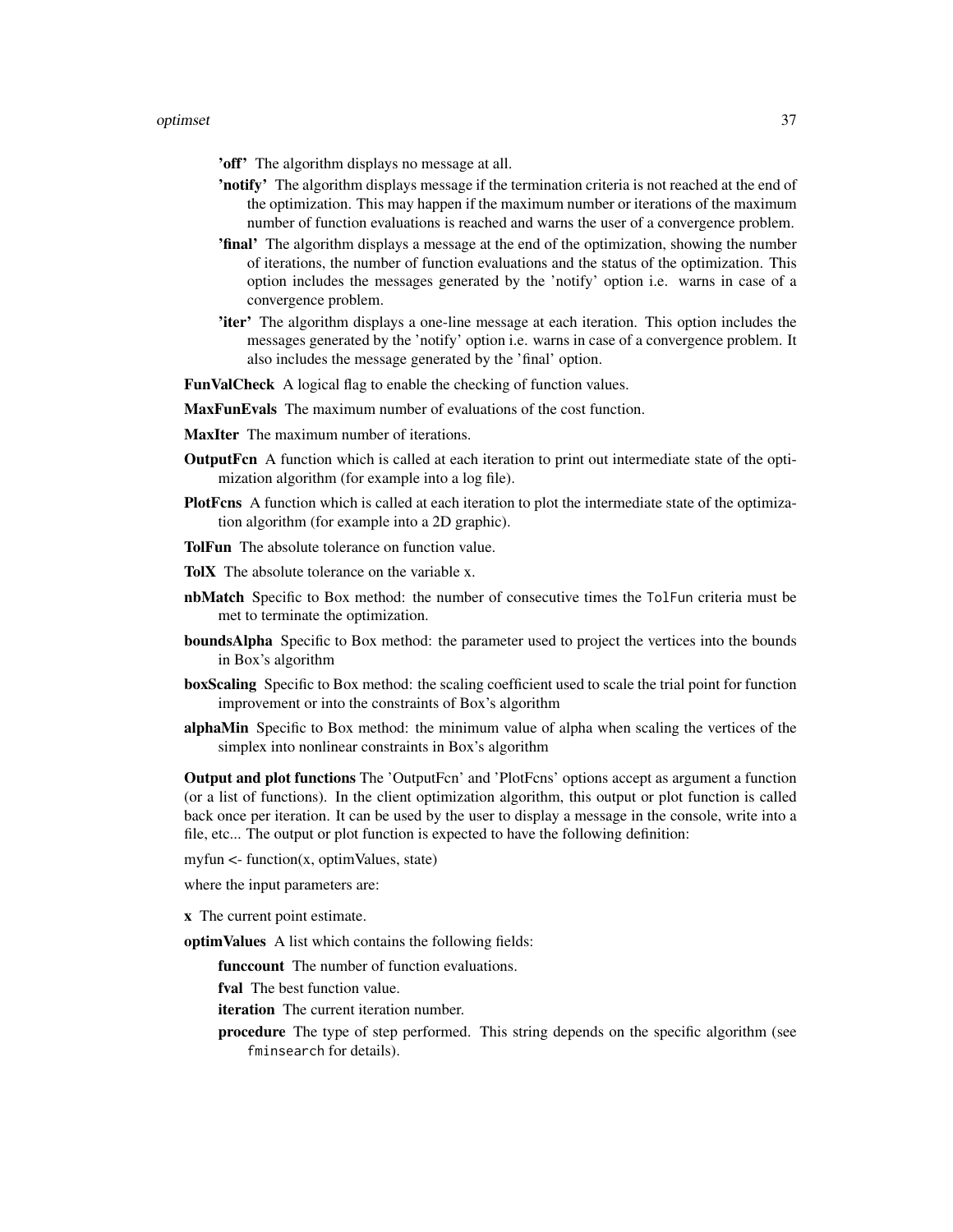- **'off'** The algorithm displays no message at all.
- **'notify'** The algorithm displays message if the termination criteria is not reached at the end of the optimization. This may happen if the maximum number or iterations of the maximum number of function evaluations is reached and warns the user of a convergence problem.
- **'final'** The algorithm displays a message at the end of the optimization, showing the number of iterations, the number of function evaluations and the status of the optimization. This option includes the messages generated by the 'notify' option i.e. warns in case of a convergence problem.
- **'iter'** The algorithm displays a one-line message at each iteration. This option includes the messages generated by the 'notify' option i.e. warns in case of a convergence problem. It also includes the message generated by the 'final' option.

**FunValCheck** A logical flag to enable the checking of function values.

**MaxFunEvals** The maximum number of evaluations of the cost function.

**MaxIter** The maximum number of iterations.

**OutputFcn** A function which is called at each iteration to print out intermediate state of the optimization algorithm (for example into a log file).

**PlotFcns** A function which is called at each iteration to plot the intermediate state of the optimization algorithm (for example into a 2D graphic).

**TolFun** The absolute tolerance on function value.

**TolX** The absolute tolerance on the variable x.

**nbMatch** Specific to Box method: the number of consecutive times the `TolFun` criteria must be met to terminate the optimization.

**boundsAlpha** Specific to Box method: the parameter used to project the vertices into the bounds in Box's algorithm

**boxScaling** Specific to Box method: the scaling coefficient used to scale the trial point for function improvement or into the constraints of Box's algorithm

**alphaMin** Specific to Box method: the minimum value of alpha when scaling the vertices of the simplex into nonlinear constraints in Box's algorithm

**Output and plot functions** The 'OutputFcn' and 'PlotFcns' options accept as argument a function (or a list of functions). In the client optimization algorithm, this output or plot function is called back once per iteration. It can be used by the user to display a message in the console, write into a file, etc... The output or plot function is expected to have the following definition:

myfun <- function(x, optimValues, state)

where the input parameters are:

**x** The current point estimate.

**optimValues** A list which contains the following fields:

- **funccount** The number of function evaluations.
- **fval** The best function value.
- **iteration** The current iteration number.
- **procedure** The type of step performed. This string depends on the specific algorithm (see `fminsearch` for details).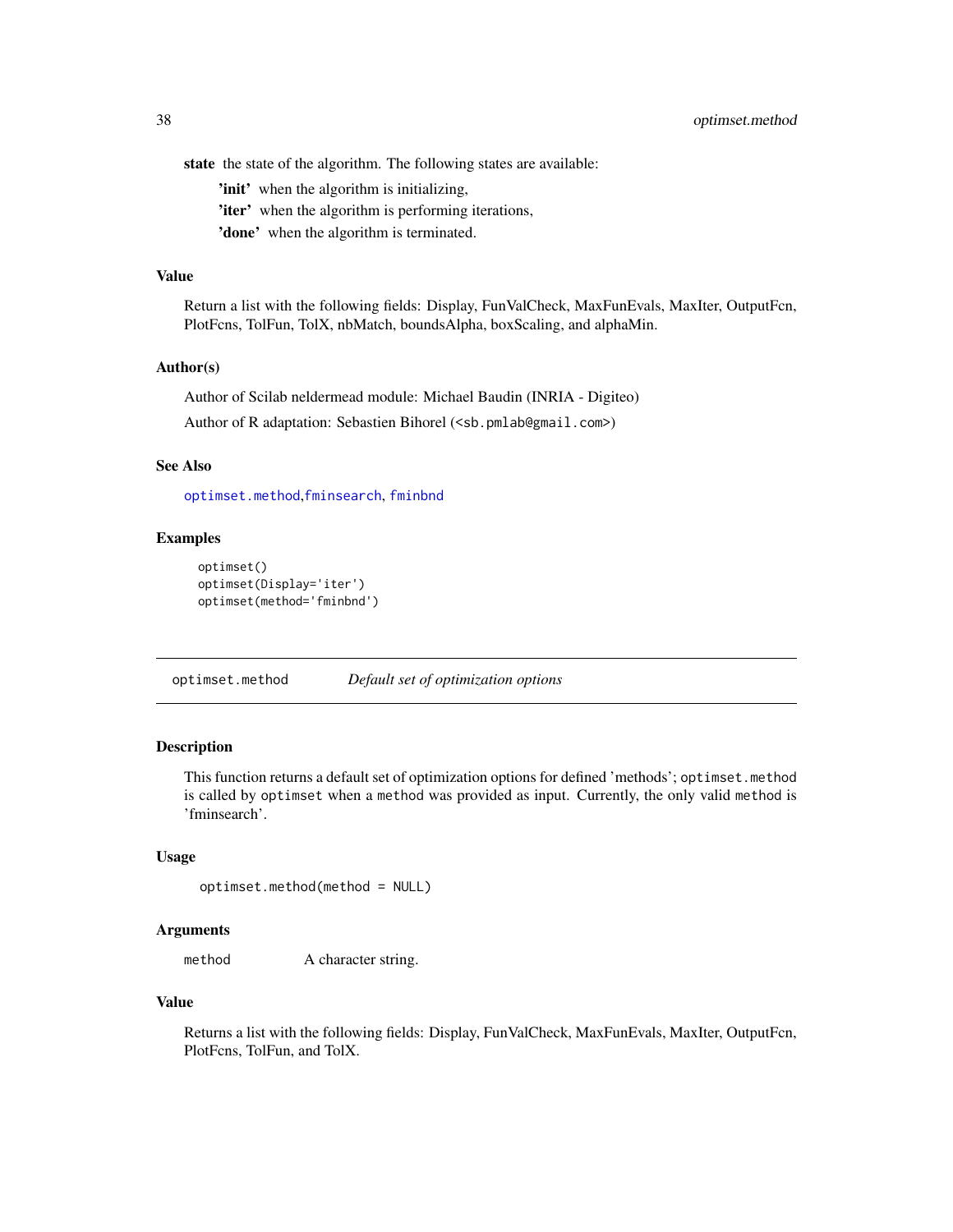**state** the state of the algorithm. The following states are available:

- **'init'** when the algorithm is initializing,
- **'iter'** when the algorithm is performing iterations,
- **'done'** when the algorithm is terminated.

### Value

Return a list with the following fields: Display, FunValCheck, MaxFunEvals, MaxIter, OutputFcn, PlotFcns, TolFun, TolX, nbMatch, boundsAlpha, boxScaling, and alphaMin.

### Author(s)

Author of Scilab neldermead module: Michael Baudin (INRIA - Digiteo)

Author of R adaptation: Sebastien Bihorel (<sb.pmlab@gmail.com>)

### See Also

optimset.method, fminsearch, fminbnd

### Examples

```
optimset()
optimset(Display='iter')
optimset(method='fminbnd')
```

---

## optimset.method — *Default set of optimization options*

### Description

This function returns a default set of optimization options for defined 'methods'; `optimset.method` is called by `optimset` when a `method` was provided as input. Currently, the only valid `method` is 'fminsearch'.

### Usage

```
optimset.method(method = NULL)
```

### Arguments

| | |
|---|---|
| `method` | A character string. |

### Value

Returns a list with the following fields: Display, FunValCheck, MaxFunEvals, MaxIter, OutputFcn, PlotFcns, TolFun, and TolX.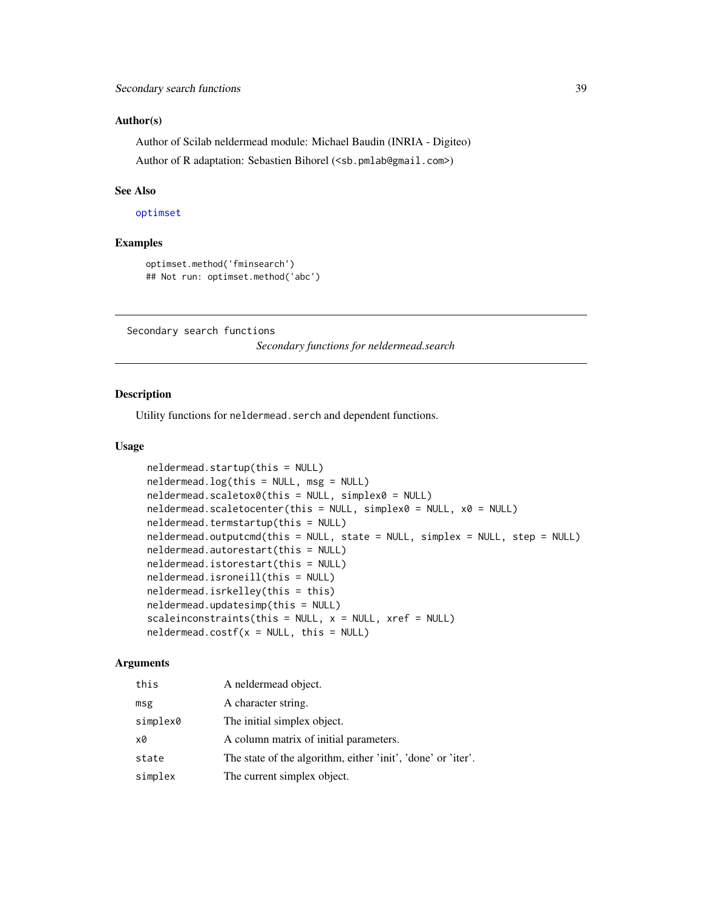### Author(s)

Author of Scilab neldermead module: Michael Baudin (INRIA - Digiteo)

Author of R adaptation: Sebastien Bihorel (<sb.pmlab@gmail.com>)

### See Also

optimset

### Examples

```
optimset.method('fminsearch')
## Not run: optimset.method('abc')
```

---

Secondary search functions

*Secondary functions for neldermead.search*

---

### Description

Utility functions for `neldermead.serch` and dependent functions.

### Usage

```
neldermead.startup(this = NULL)
neldermead.log(this = NULL, msg = NULL)
neldermead.scaletox0(this = NULL, simplex0 = NULL)
neldermead.scaletocenter(this = NULL, simplex0 = NULL, x0 = NULL)
neldermead.termstartup(this = NULL)
neldermead.outputcmd(this = NULL, state = NULL, simplex = NULL, step = NULL)
neldermead.autorestart(this = NULL)
neldermead.istorestart(this = NULL)
neldermead.isroneill(this = NULL)
neldermead.isrkelley(this = this)
neldermead.updatesimp(this = NULL)
scaleinconstraints(this = NULL, x = NULL, xref = NULL)
neldermead.costf(x = NULL, this = NULL)
```

### Arguments

| | |
|---|---|
| `this` | A neldermead object. |
| `msg` | A character string. |
| `simplex0` | The initial simplex object. |
| `x0` | A column matrix of initial parameters. |
| `state` | The state of the algorithm, either 'init', 'done' or 'iter'. |
| `simplex` | The current simplex object. |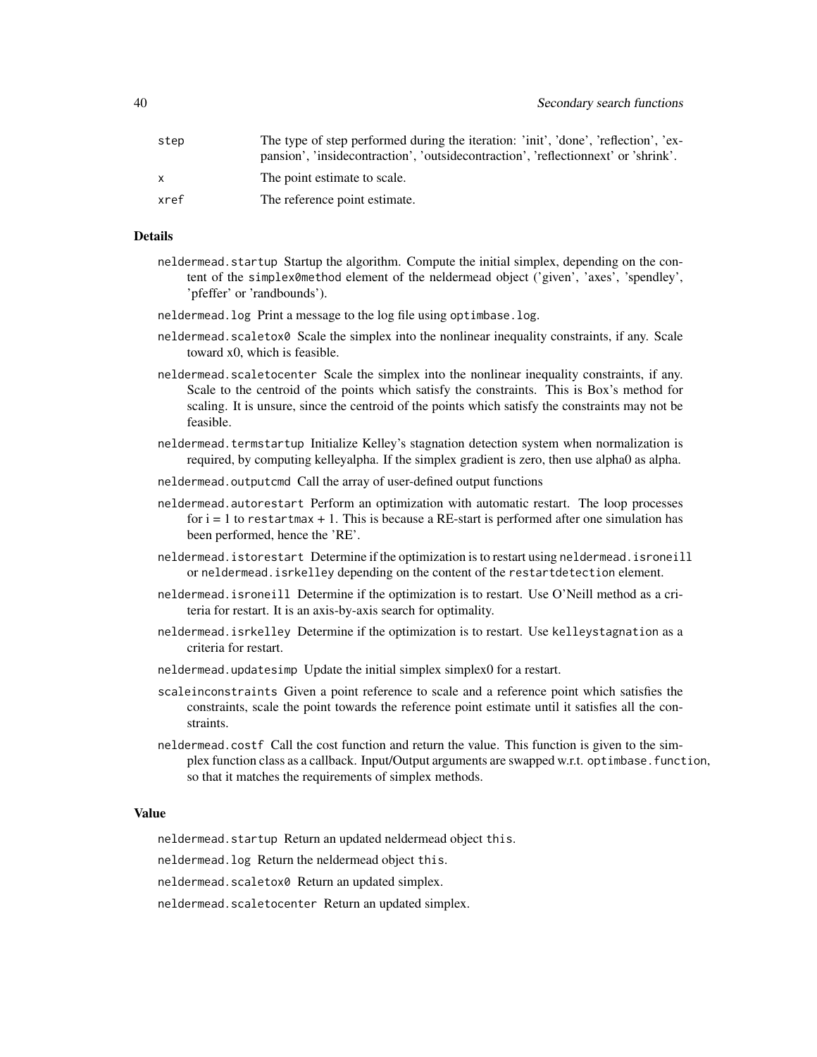| | |
|---|---|
| step | The type of step performed during the iteration: 'init', 'done', 'reflection', 'expansion', 'insidecontraction', 'outsidecontraction', 'reflectionnext' or 'shrink'. |
| x | The point estimate to scale. |
| xref | The reference point estimate. |

### Details

- `neldermead.startup` Startup the algorithm. Compute the initial simplex, depending on the content of the `simplex0method` element of the neldermead object ('given', 'axes', 'spendley', 'pfeffer' or 'randbounds').
- `neldermead.log` Print a message to the log file using `optimbase.log`.
- `neldermead.scaletox0` Scale the simplex into the nonlinear inequality constraints, if any. Scale toward x0, which is feasible.
- `neldermead.scaletocenter` Scale the simplex into the nonlinear inequality constraints, if any. Scale to the centroid of the points which satisfy the constraints. This is Box's method for scaling. It is unsure, since the centroid of the points which satisfy the constraints may not be feasible.
- `neldermead.termstartup` Initialize Kelley's stagnation detection system when normalization is required, by computing kelleyalpha. If the simplex gradient is zero, then use alpha0 as alpha.
- `neldermead.outputcmd` Call the array of user-defined output functions
- `neldermead.autorestart` Perform an optimization with automatic restart. The loop processes for i = 1 to `restartmax` + 1. This is because a RE-start is performed after one simulation has been performed, hence the 'RE'.
- `neldermead.istorestart` Determine if the optimization is to restart using `neldermead.isroneill` or `neldermead.isrkelley` depending on the content of the `restartdetection` element.
- `neldermead.isroneill` Determine if the optimization is to restart. Use O'Neill method as a criteria for restart. It is an axis-by-axis search for optimality.
- `neldermead.isrkelley` Determine if the optimization is to restart. Use `kelleystagnation` as a criteria for restart.
- `neldermead.updatesimp` Update the initial simplex simplex0 for a restart.
- `scaleinconstraints` Given a point reference to scale and a reference point which satisfies the constraints, scale the point towards the reference point estimate until it satisfies all the constraints.
- `neldermead.costf` Call the cost function and return the value. This function is given to the simplex function class as a callback. Input/Output arguments are swapped w.r.t. `optimbase.function`, so that it matches the requirements of simplex methods.

### Value

- `neldermead.startup` Return an updated neldermead object `this`.
- `neldermead.log` Return the neldermead object `this`.
- `neldermead.scaletox0` Return an updated simplex.
- `neldermead.scaletocenter` Return an updated simplex.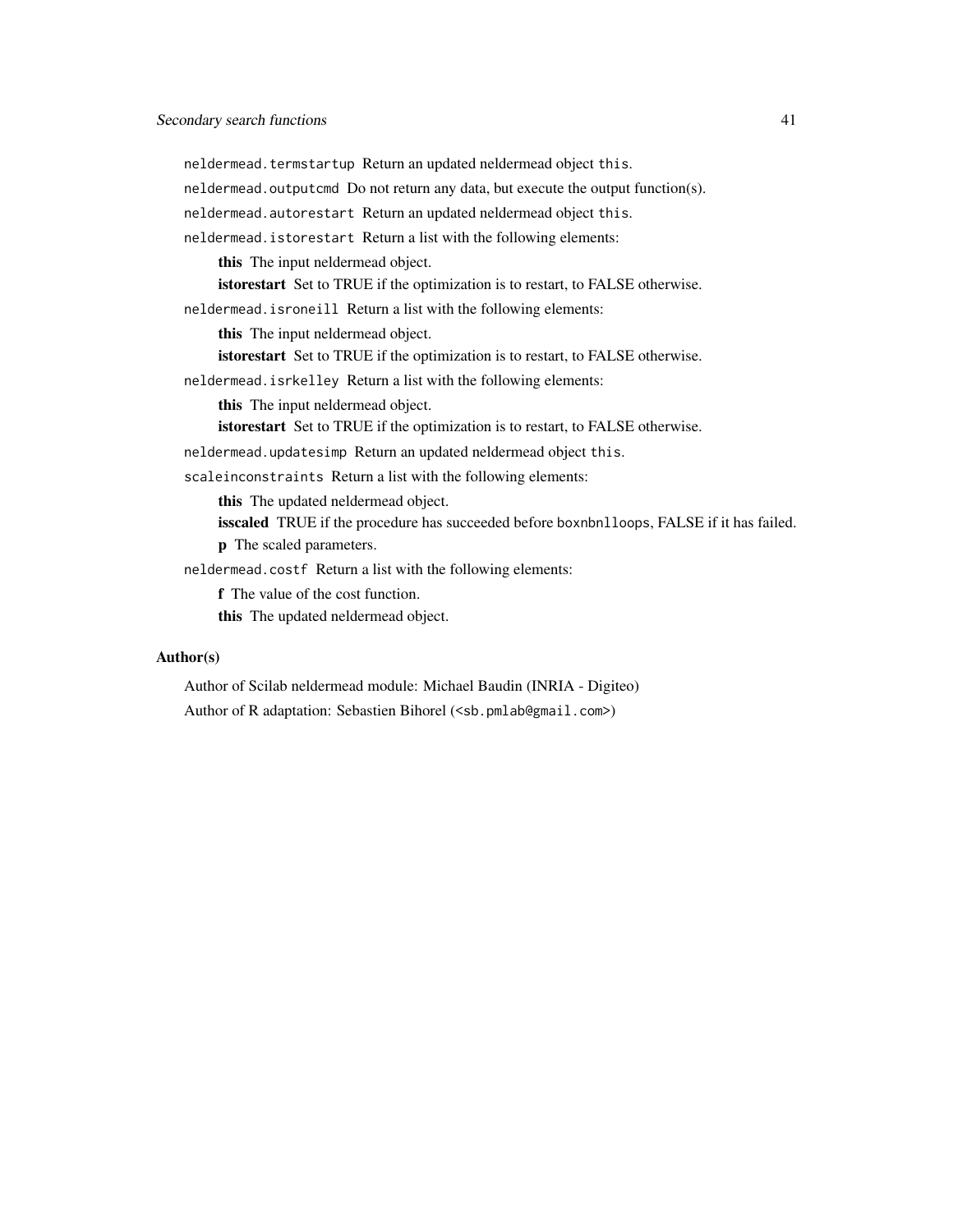`neldermead.termstartup` Return an updated neldermead object `this`.

`neldermead.outputcmd` Do not return any data, but execute the output function(s).

`neldermead.autorestart` Return an updated neldermead object `this`.

`neldermead.istorestart` Return a list with the following elements:

- **this** The input neldermead object.
- **istorestart** Set to TRUE if the optimization is to restart, to FALSE otherwise.

`neldermead.isroneill` Return a list with the following elements:

- **this** The input neldermead object.
- **istorestart** Set to TRUE if the optimization is to restart, to FALSE otherwise.

`neldermead.isrkelley` Return a list with the following elements:

- **this** The input neldermead object.
- **istorestart** Set to TRUE if the optimization is to restart, to FALSE otherwise.

`neldermead.updatesimp` Return an updated neldermead object `this`.

`scaleinconstraints` Return a list with the following elements:

- **this** The updated neldermead object.
- **isscaled** TRUE if the procedure has succeeded before `boxnbnlloops`, FALSE if it has failed.
- **p** The scaled parameters.

`neldermead.costf` Return a list with the following elements:

- **f** The value of the cost function.
- **this** The updated neldermead object.

## Author(s)

Author of Scilab neldermead module: Michael Baudin (INRIA - Digiteo)

Author of R adaptation: Sebastien Bihorel (`<sb.pmlab@gmail.com>`)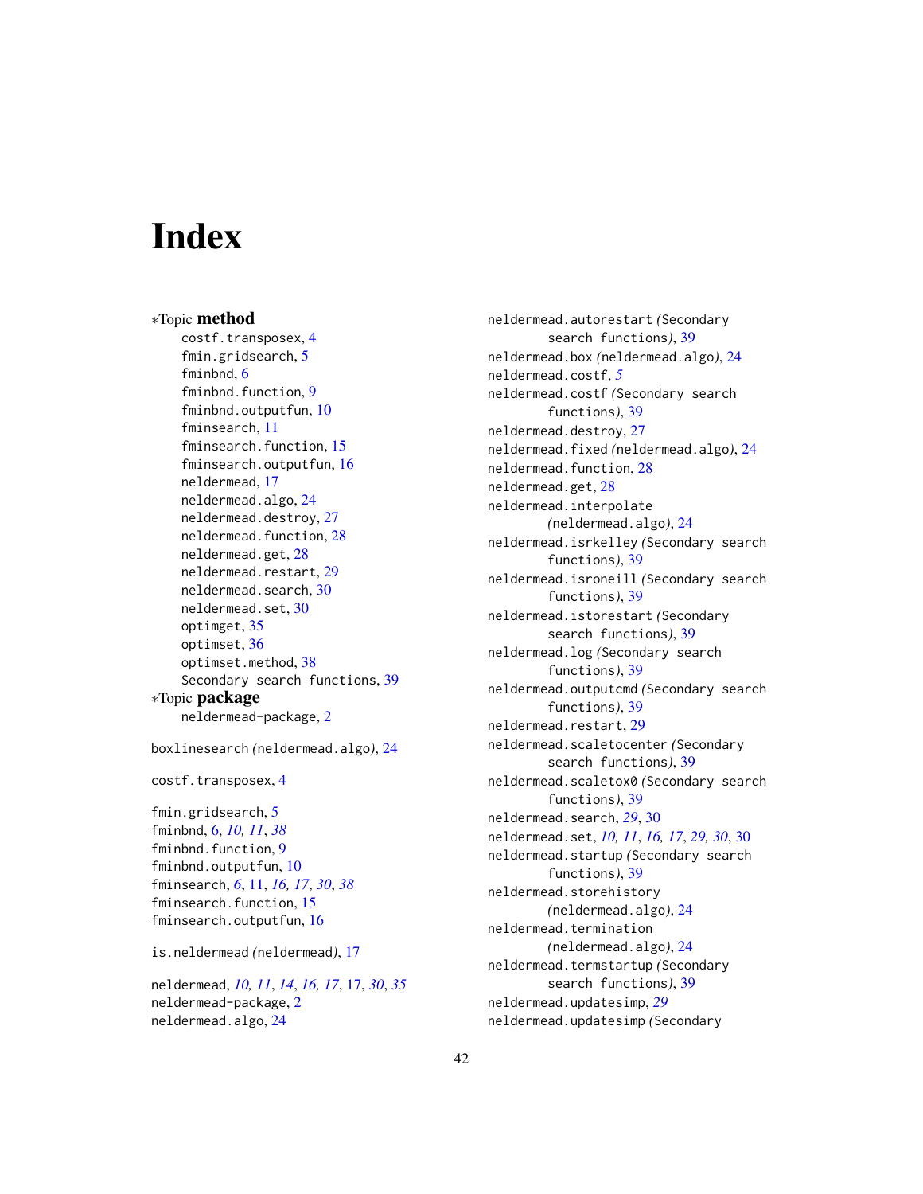# Index

*Topic **method**

- costf.transposex, 4
- fmin.gridsearch, 5
- fminbnd, 6
- fminbnd.function, 9
- fminbnd.outputfun, 10
- fminsearch, 11
- fminsearch.function, 15
- fminsearch.outputfun, 16
- neldermead, 17
- neldermead.algo, 24
- neldermead.destroy, 27
- neldermead.function, 28
- neldermead.get, 28
- neldermead.restart, 29
- neldermead.search, 30
- neldermead.set, 30
- optimget, 35
- optimset, 36
- optimset.method, 38
- Secondary search functions, 39

*Topic **package**

- neldermead-package, 2

boxlinesearch *(*neldermead.algo*)*, 24

costf.transposex, 4

fmin.gridsearch, 5
fminbnd, 6, *10, 11*, *38*
fminbnd.function, 9
fminbnd.outputfun, 10
fminsearch, *6*, 11, *16, 17*, *30*, *38*
fminsearch.function, 15
fminsearch.outputfun, 16

is.neldermead *(*neldermead*)*, 17

neldermead, *10, 11*, *14*, *16, 17*, 17, *30*, *35*
neldermead-package, 2
neldermead.algo, 24
neldermead.autorestart *(*Secondary search functions*)*, 39
neldermead.box *(*neldermead.algo*)*, 24
neldermead.costf, *5*
neldermead.costf *(*Secondary search functions*)*, 39
neldermead.destroy, 27
neldermead.fixed *(*neldermead.algo*)*, 24
neldermead.function, 28
neldermead.get, 28
neldermead.interpolate *(*neldermead.algo*)*, 24
neldermead.isrkelley *(*Secondary search functions*)*, 39
neldermead.isroneill *(*Secondary search functions*)*, 39
neldermead.istorestart *(*Secondary search functions*)*, 39
neldermead.log *(*Secondary search functions*)*, 39
neldermead.outputcmd *(*Secondary search functions*)*, 39
neldermead.restart, 29
neldermead.scaletocenter *(*Secondary search functions*)*, 39
neldermead.scaletox0 *(*Secondary search functions*)*, 39
neldermead.search, *29*, 30
neldermead.set, *10, 11*, *16, 17*, *29, 30*, 30
neldermead.startup *(*Secondary search functions*)*, 39
neldermead.storehistory *(*neldermead.algo*)*, 24
neldermead.termination *(*neldermead.algo*)*, 24
neldermead.termstartup *(*Secondary search functions*)*, 39
neldermead.updatesimp, *29*
neldermead.updatesimp *(*Secondary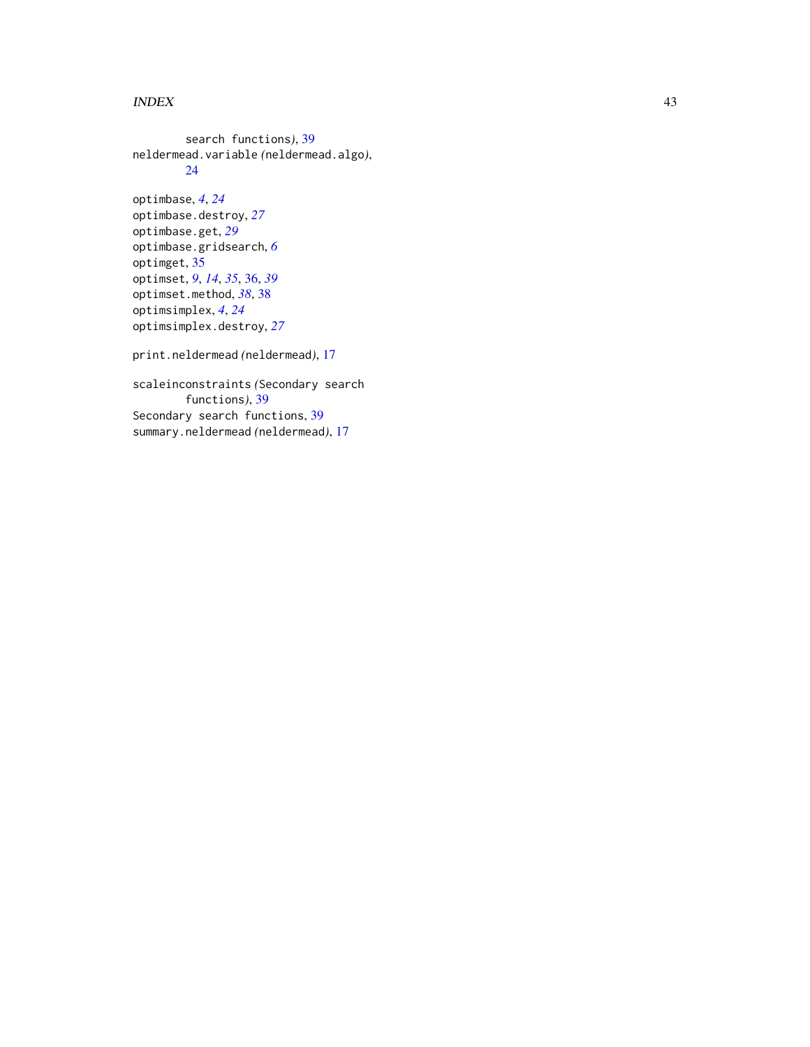search functions), 39
neldermead.variable (neldermead.algo), 24

optimbase, *4*, *24*
optimbase.destroy, *27*
optimbase.get, *29*
optimbase.gridsearch, *6*
optimget, 35
optimset, *9*, *14*, *35*, 36, *39*
optimset.method, *38*, 38
optimsimplex, *4*, *24*
optimsimplex.destroy, *27*

print.neldermead (neldermead), 17

scaleinconstraints (Secondary search functions), 39
Secondary search functions, 39
summary.neldermead (neldermead), 17